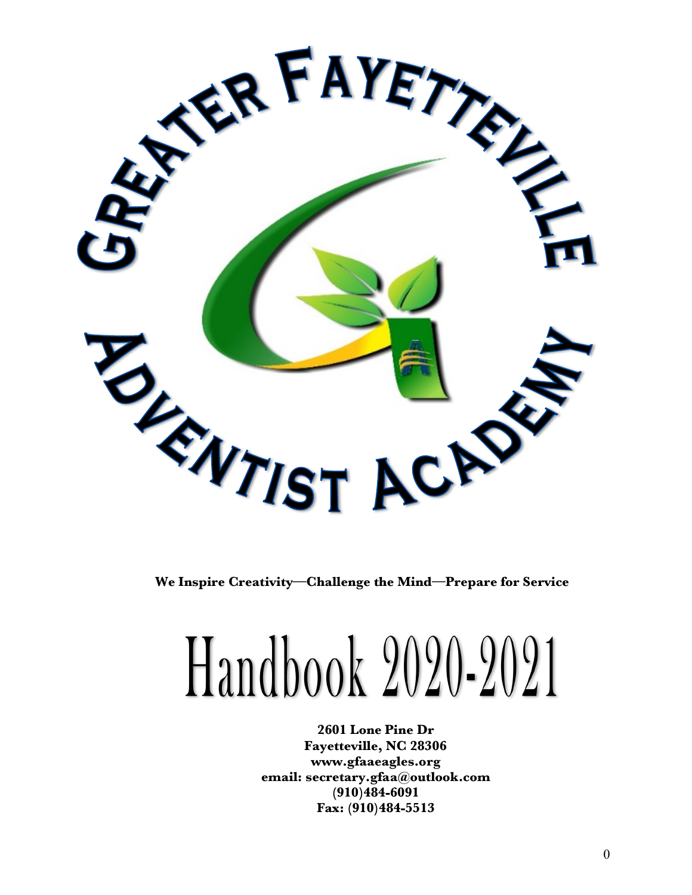# Greater Fayetteville Adventist Academy

**We Inspire Creativity—Challenge the Mind—Prepare for Service**

# Handbook 2020-2021

**2601 Lone Pine Dr**
**Fayetteville, NC 28306**
**www.gfaaeagles.org**
**email: secretary.gfaa@outlook.com**
**(910)484-6091**
**Fax: (910)484-5513**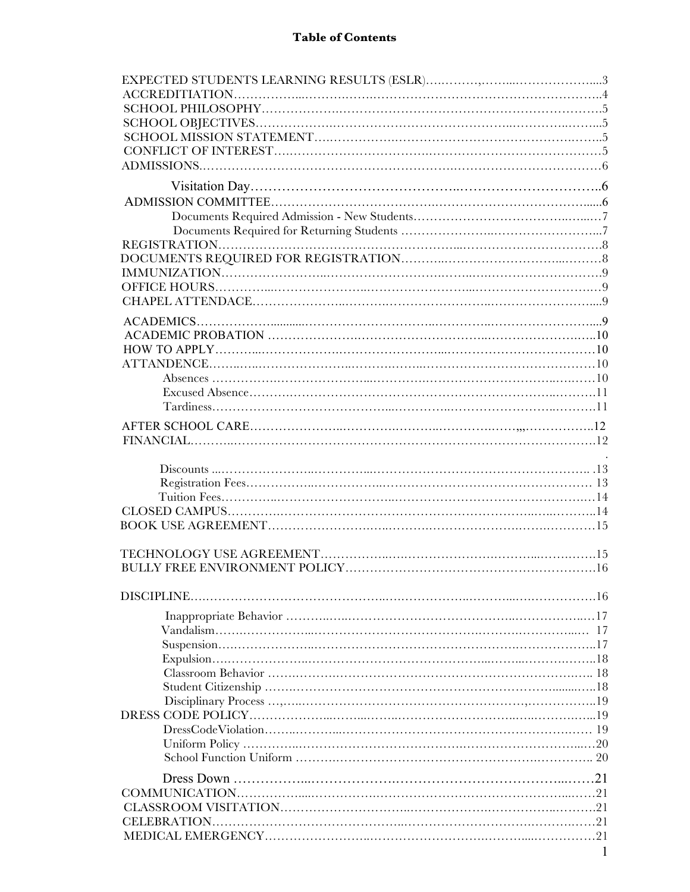# Table of Contents

| Section | Page |
|---|---|
| EXPECTED STUDENTS LEARNING RESULTS (ESLR) | 3 |
| ACCREDITIATION | 4 |
| SCHOOL PHILOSOPHY | 5 |
| SCHOOL OBJECTIVES | 5 |
| SCHOOL MISSION STATEMENT | 5 |
| CONFLICT OF INTEREST | 5 |
| ADMISSIONS | 6 |
| Visitation Day | 6 |
| ADMISSION COMMITTEE | 6 |
| Documents Required Admission - New Students | 7 |
| Documents Required for Returning Students | 7 |
| REGISTRATION | 8 |
| DOCUMENTS REQUIRED FOR REGISTRATION | 8 |
| IMMUNIZATION | 9 |
| OFFICE HOURS | 9 |
| CHAPEL ATTENDACE | 9 |
| ACADEMICS | 9 |
| ACADEMIC PROBATION | 10 |
| HOW TO APPLY | 10 |
| ATTANDENCE | 10 |
| Absences | 10 |
| Excused Absence | 11 |
| Tardiness | 11 |
| AFTER SCHOOL CARE | 12 |
| FINANCIAL | 12 |
| Discounts | 13 |
| Registration Fees | 13 |
| Tuition Fees | 14 |
| CLOSED CAMPUS | 14 |
| BOOK USE AGREEMENT | 15 |
| TECHNOLOGY USE AGREEMENT | 15 |
| BULLY FREE ENVIRONMENT POLICY | 16 |
| DISCIPLINE | 16 |
| Inappropriate Behavior | 17 |
| Vandalism | 17 |
| Suspension | 17 |
| Expulsion | 18 |
| Classroom Behavior | 18 |
| Student Citizenship | 18 |
| Disciplinary Process | 19 |
| DRESS CODE POLICY | 19 |
| DressCodeViolation | 19 |
| Uniform Policy | 20 |
| School Function Uniform | 20 |
| Dress Down | 21 |
| COMMUNICATION | 21 |
| CLASSROOM VISITATION | 21 |
| CELEBRATION | 21 |
| MEDICAL EMERGENCY | 21 |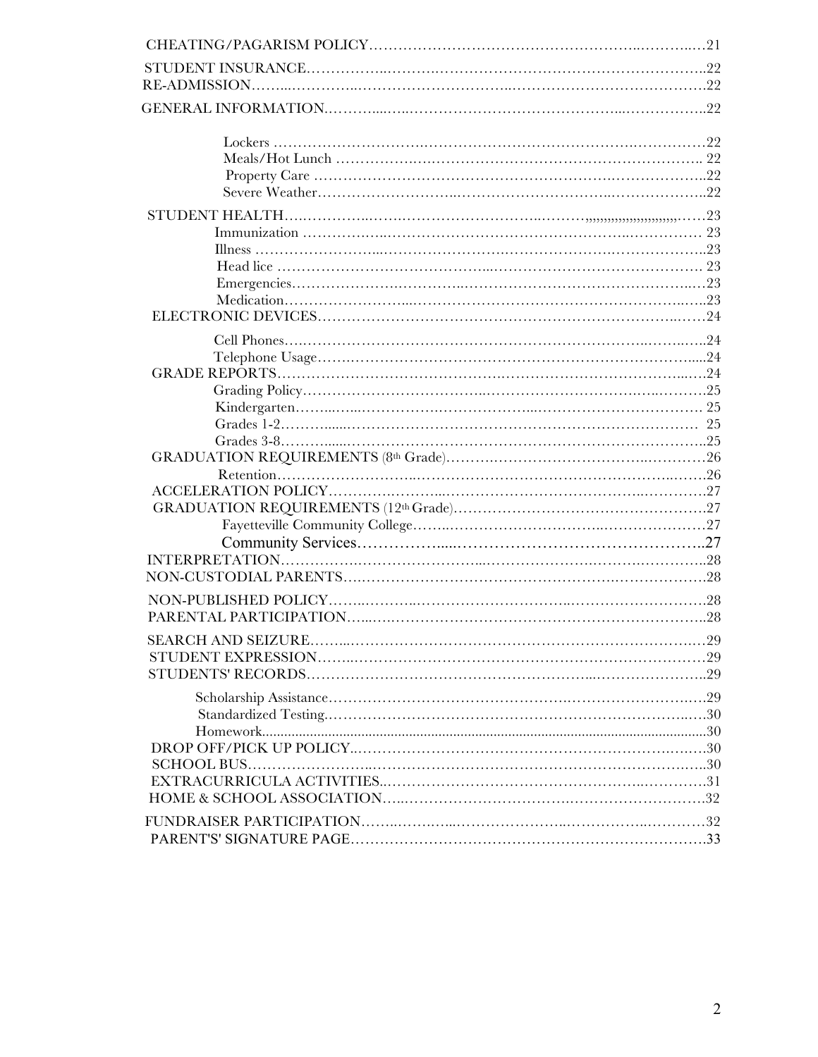CHEATING/PAGARISM POLICY……………………………………………..………..…21

STUDENT INSURANCE……………..……….…………………………………………..22

RE-ADMISSION……...…………..…………………………..………………………………….22

GENERAL INFORMATION.………....…..………………………………………...……………..22

- Lockers ……………………….………………………………………….……………22
- Meals/Hot Lunch ……………….……………………………………………………. 22
- Property Care ……………………………………………………….………………..22
- Severe Weather……………………..…………………………….………………..22

STUDENT HEALTH…..………..…….……………………..………,,,,,,,,,,,,,,,,,,,,,,,,,,,,……23

- Immunization ……………..……………………………………….…………… 23
- Illness …………………...…………………….……………………….………………..23
- Head lice ……………………………………...……………………………………. 23
- Emergencies……………….…………..……………………………………..…23
- Medication……………………...………………………………………………..…..23

ELECTRONIC DEVICES…………………………………………………………………..……24

- Cell Phones….………………………………………………………………..……..…..24
- Telephone Usage…….……………………………………………………………….....24

GRADE REPORTS…………………………….…………………………………………...……24

- Grading Policy………………………………..……………………………….…..……….25
- Kindergarten……..…...……………….…………….....……………………………. 25
- Grades 1-2……….......……………………………………………………………… 25
- Grades 3-8……….......…………………………………………………………………..25

GRADUATION REQUIREMENTS (8th Grade)…………….……………………..…………26

- Retention……………………..………………..……………………………..…….26

ACCELERATION POLICY……….………...…………………………………….…………..27

GRADUATION REQUIREMENTS (12th Grade)……………………………………………….27

- Fayetteville Community College……...……………………………..…………………27
- Community Services……………....……………………………………………..27

INTERPRETATION…………….………………….....…………………….…….……………..28

NON-CUSTODIAL PARENTS….………………………………………………….……………….28

NON-PUBLISHED POLICY……..……..……………………………..……………………….28

PARENTAL PARTICIPATION…...……………………………………………………………..28

SEARCH AND SEIZURE……...……………………………………………………………..…29

STUDENT EXPRESSION……..…………………………………………………………………29

STUDENTS' RECORDS………………………………………………...……………………...29

- Scholarship Assistance…………………………………………….……………………….…29
- Standardized Testing.……………………………………………………………………..….30
- Homework.........................................................................................................................30

DROP OFF/PICK UP POLICY..……………………………………………………….……30

SCHOOL BUS……………………..……………………………………………………….…..30

EXTRACURRICULA ACTIVITIES..……………………………………………..…………31

HOME & SCHOOL ASSOCIATION…..…………………………….……………………….32

FUNDRAISER PARTICIPATION……..……….…...…………………..…………….....…………32

PARENT'S' SIGNATURE PAGE……………………………………………………………….33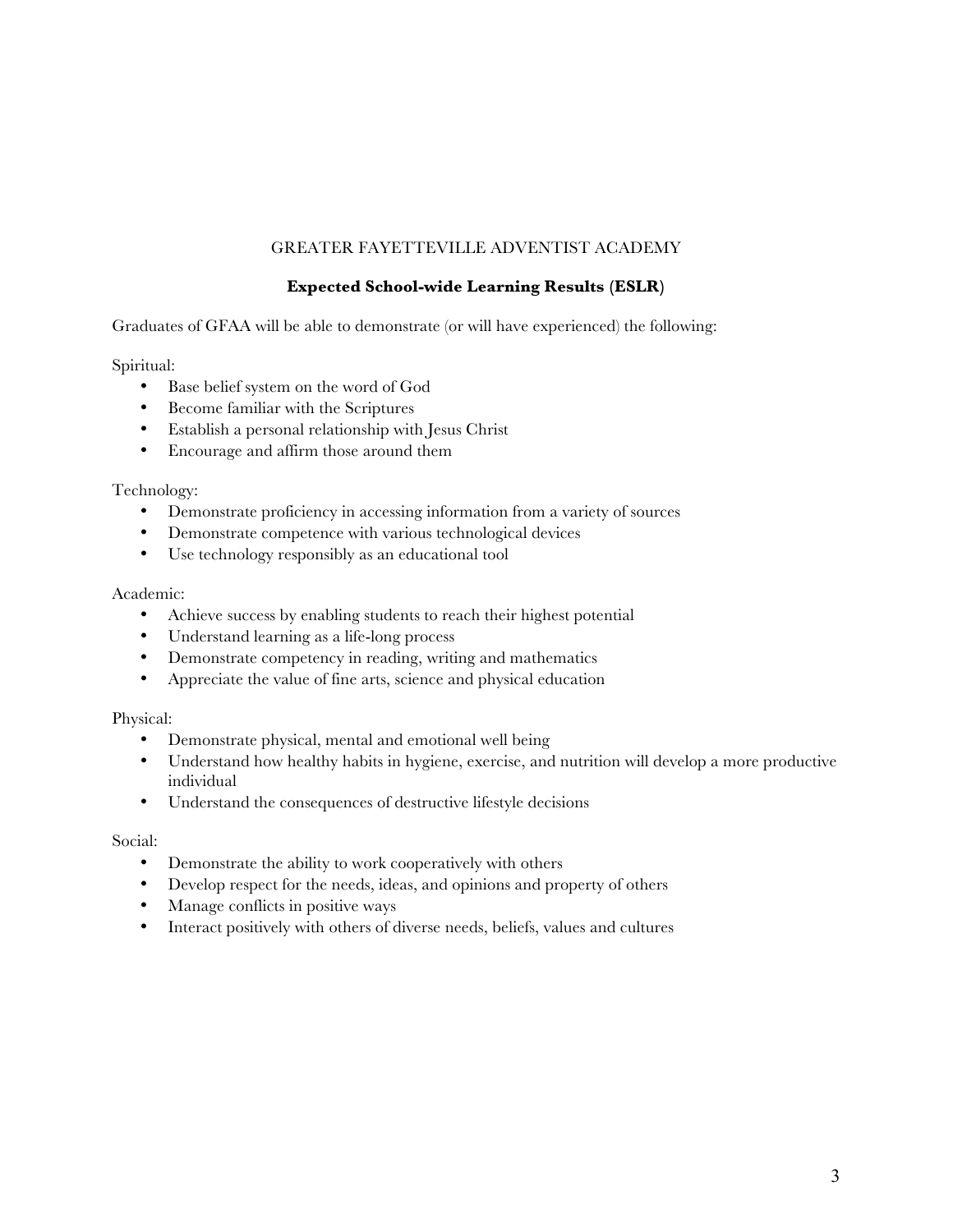## GREATER FAYETTEVILLE ADVENTIST ACADEMY

### Expected School-wide Learning Results (ESLR)

Graduates of GFAA will be able to demonstrate (or will have experienced) the following:

Spiritual:

- Base belief system on the word of God
- Become familiar with the Scriptures
- Establish a personal relationship with Jesus Christ
- Encourage and affirm those around them

Technology:

- Demonstrate proficiency in accessing information from a variety of sources
- Demonstrate competence with various technological devices
- Use technology responsibly as an educational tool

Academic:

- Achieve success by enabling students to reach their highest potential
- Understand learning as a life-long process
- Demonstrate competency in reading, writing and mathematics
- Appreciate the value of fine arts, science and physical education

Physical:

- Demonstrate physical, mental and emotional well being
- Understand how healthy habits in hygiene, exercise, and nutrition will develop a more productive individual
- Understand the consequences of destructive lifestyle decisions

Social:

- Demonstrate the ability to work cooperatively with others
- Develop respect for the needs, ideas, and opinions and property of others
- Manage conflicts in positive ways
- Interact positively with others of diverse needs, beliefs, values and cultures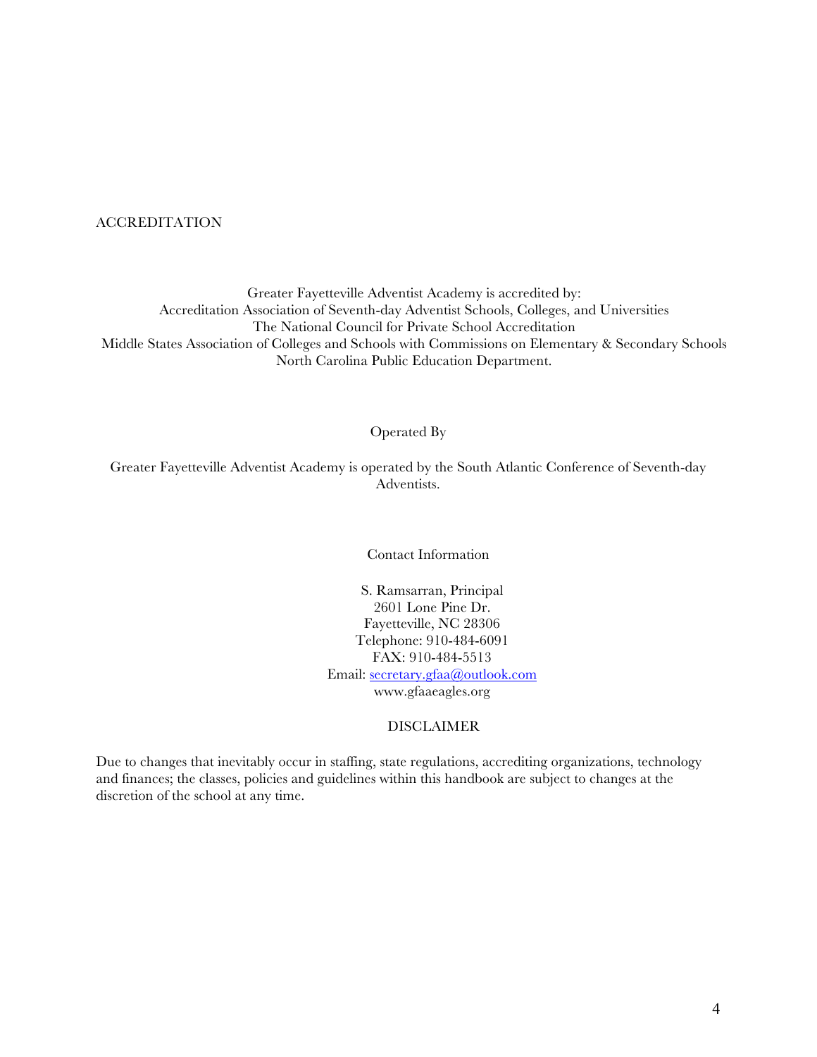## ACCREDITATION

Greater Fayetteville Adventist Academy is accredited by:
Accreditation Association of Seventh-day Adventist Schools, Colleges, and Universities
The National Council for Private School Accreditation
Middle States Association of Colleges and Schools with Commissions on Elementary & Secondary Schools
North Carolina Public Education Department.

## Operated By

Greater Fayetteville Adventist Academy is operated by the South Atlantic Conference of Seventh-day Adventists.

## Contact Information

S. Ramsarran, Principal
2601 Lone Pine Dr.
Fayetteville, NC 28306
Telephone: 910-484-6091
FAX: 910-484-5513
Email: secretary.gfaa@outlook.com
www.gfaaeagles.org

## DISCLAIMER

Due to changes that inevitably occur in staffing, state regulations, accrediting organizations, technology and finances; the classes, policies and guidelines within this handbook are subject to changes at the discretion of the school at any time.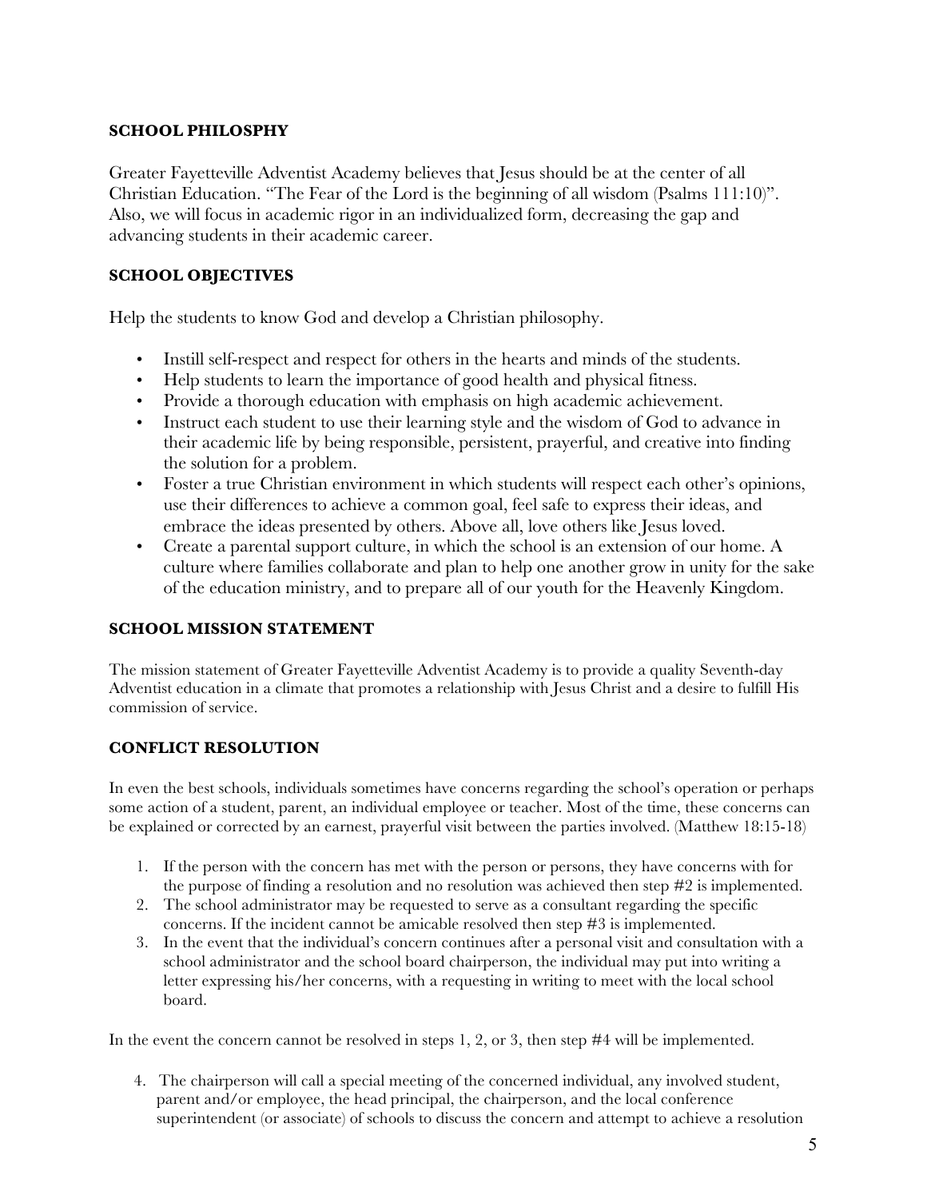## SCHOOL PHILOSPHY

Greater Fayetteville Adventist Academy believes that Jesus should be at the center of all Christian Education. "The Fear of the Lord is the beginning of all wisdom (Psalms 111:10)". Also, we will focus in academic rigor in an individualized form, decreasing the gap and advancing students in their academic career.

## SCHOOL OBJECTIVES

Help the students to know God and develop a Christian philosophy.

- Instill self-respect and respect for others in the hearts and minds of the students.
- Help students to learn the importance of good health and physical fitness.
- Provide a thorough education with emphasis on high academic achievement.
- Instruct each student to use their learning style and the wisdom of God to advance in their academic life by being responsible, persistent, prayerful, and creative into finding the solution for a problem.
- Foster a true Christian environment in which students will respect each other's opinions, use their differences to achieve a common goal, feel safe to express their ideas, and embrace the ideas presented by others. Above all, love others like Jesus loved.
- Create a parental support culture, in which the school is an extension of our home. A culture where families collaborate and plan to help one another grow in unity for the sake of the education ministry, and to prepare all of our youth for the Heavenly Kingdom.

## SCHOOL MISSION STATEMENT

The mission statement of Greater Fayetteville Adventist Academy is to provide a quality Seventh-day Adventist education in a climate that promotes a relationship with Jesus Christ and a desire to fulfill His commission of service.

## CONFLICT RESOLUTION

In even the best schools, individuals sometimes have concerns regarding the school's operation or perhaps some action of a student, parent, an individual employee or teacher. Most of the time, these concerns can be explained or corrected by an earnest, prayerful visit between the parties involved. (Matthew 18:15-18)

1. If the person with the concern has met with the person or persons, they have concerns with for the purpose of finding a resolution and no resolution was achieved then step #2 is implemented.
2. The school administrator may be requested to serve as a consultant regarding the specific concerns. If the incident cannot be amicable resolved then step #3 is implemented.
3. In the event that the individual's concern continues after a personal visit and consultation with a school administrator and the school board chairperson, the individual may put into writing a letter expressing his/her concerns, with a requesting in writing to meet with the local school board.

In the event the concern cannot be resolved in steps 1, 2, or 3, then step #4 will be implemented.

4. The chairperson will call a special meeting of the concerned individual, any involved student, parent and/or employee, the head principal, the chairperson, and the local conference superintendent (or associate) of schools to discuss the concern and attempt to achieve a resolution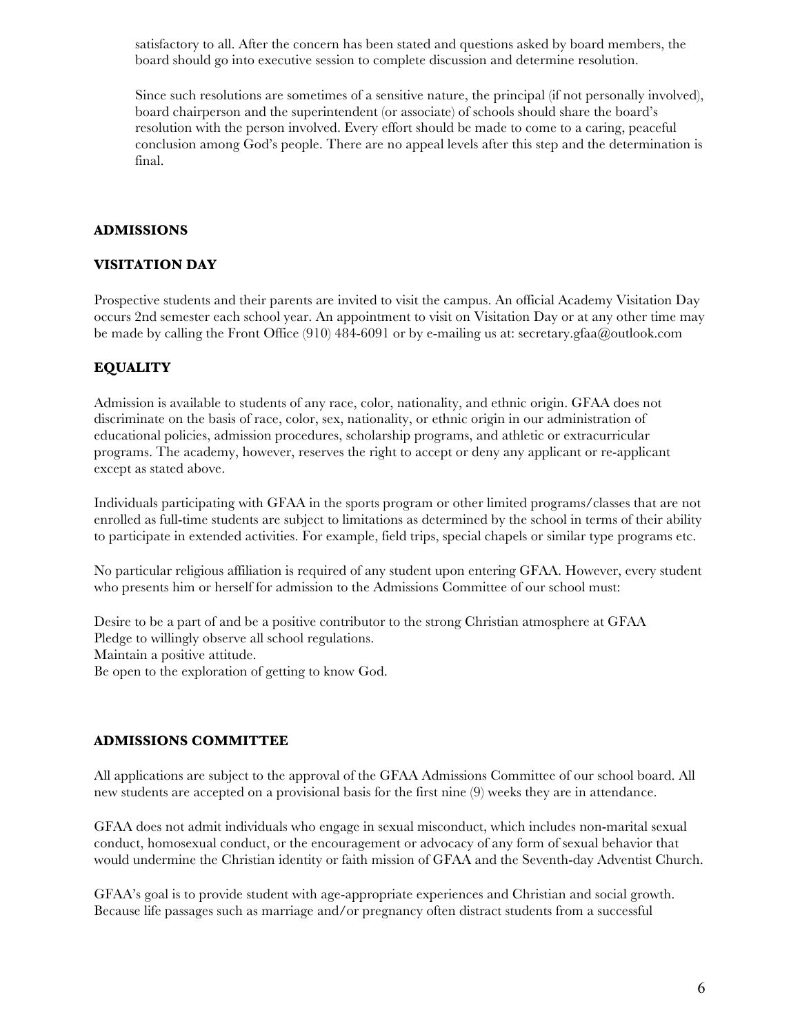satisfactory to all. After the concern has been stated and questions asked by board members, the board should go into executive session to complete discussion and determine resolution.

Since such resolutions are sometimes of a sensitive nature, the principal (if not personally involved), board chairperson and the superintendent (or associate) of schools should share the board's resolution with the person involved. Every effort should be made to come to a caring, peaceful conclusion among God's people. There are no appeal levels after this step and the determination is final.

## ADMISSIONS

### VISITATION DAY

Prospective students and their parents are invited to visit the campus. An official Academy Visitation Day occurs 2nd semester each school year. An appointment to visit on Visitation Day or at any other time may be made by calling the Front Office (910) 484-6091 or by e-mailing us at: secretary.gfaa@outlook.com

### EQUALITY

Admission is available to students of any race, color, nationality, and ethnic origin. GFAA does not discriminate on the basis of race, color, sex, nationality, or ethnic origin in our administration of educational policies, admission procedures, scholarship programs, and athletic or extracurricular programs. The academy, however, reserves the right to accept or deny any applicant or re-applicant except as stated above.

Individuals participating with GFAA in the sports program or other limited programs/classes that are not enrolled as full-time students are subject to limitations as determined by the school in terms of their ability to participate in extended activities. For example, field trips, special chapels or similar type programs etc.

No particular religious affiliation is required of any student upon entering GFAA. However, every student who presents him or herself for admission to the Admissions Committee of our school must:

Desire to be a part of and be a positive contributor to the strong Christian atmosphere at GFAA
Pledge to willingly observe all school regulations.
Maintain a positive attitude.
Be open to the exploration of getting to know God.

### ADMISSIONS COMMITTEE

All applications are subject to the approval of the GFAA Admissions Committee of our school board. All new students are accepted on a provisional basis for the first nine (9) weeks they are in attendance.

GFAA does not admit individuals who engage in sexual misconduct, which includes non-marital sexual conduct, homosexual conduct, or the encouragement or advocacy of any form of sexual behavior that would undermine the Christian identity or faith mission of GFAA and the Seventh-day Adventist Church.

GFAA's goal is to provide student with age-appropriate experiences and Christian and social growth. Because life passages such as marriage and/or pregnancy often distract students from a successful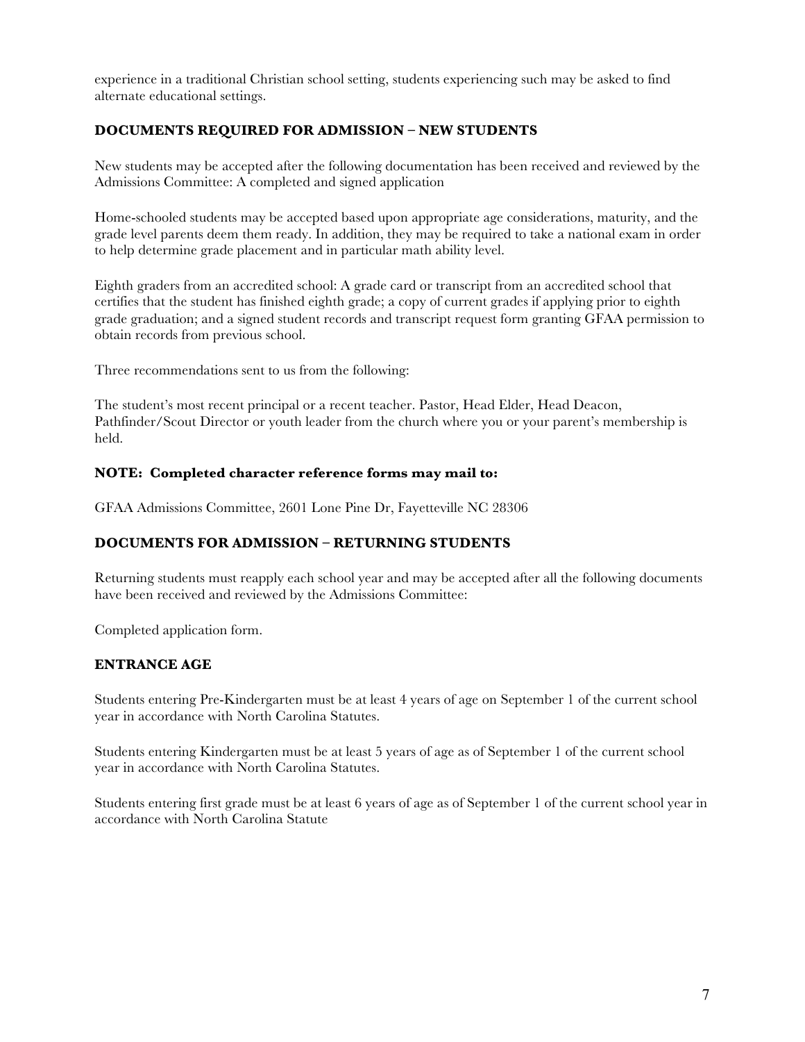experience in a traditional Christian school setting, students experiencing such may be asked to find alternate educational settings.

### DOCUMENTS REQUIRED FOR ADMISSION – NEW STUDENTS

New students may be accepted after the following documentation has been received and reviewed by the Admissions Committee: A completed and signed application

Home-schooled students may be accepted based upon appropriate age considerations, maturity, and the grade level parents deem them ready. In addition, they may be required to take a national exam in order to help determine grade placement and in particular math ability level.

Eighth graders from an accredited school: A grade card or transcript from an accredited school that certifies that the student has finished eighth grade; a copy of current grades if applying prior to eighth grade graduation; and a signed student records and transcript request form granting GFAA permission to obtain records from previous school.

Three recommendations sent to us from the following:

The student's most recent principal or a recent teacher. Pastor, Head Elder, Head Deacon, Pathfinder/Scout Director or youth leader from the church where you or your parent's membership is held.

**NOTE: Completed character reference forms may mail to:**

GFAA Admissions Committee, 2601 Lone Pine Dr, Fayetteville NC 28306

### DOCUMENTS FOR ADMISSION – RETURNING STUDENTS

Returning students must reapply each school year and may be accepted after all the following documents have been received and reviewed by the Admissions Committee:

Completed application form.

### ENTRANCE AGE

Students entering Pre-Kindergarten must be at least 4 years of age on September 1 of the current school year in accordance with North Carolina Statutes.

Students entering Kindergarten must be at least 5 years of age as of September 1 of the current school year in accordance with North Carolina Statutes.

Students entering first grade must be at least 6 years of age as of September 1 of the current school year in accordance with North Carolina Statute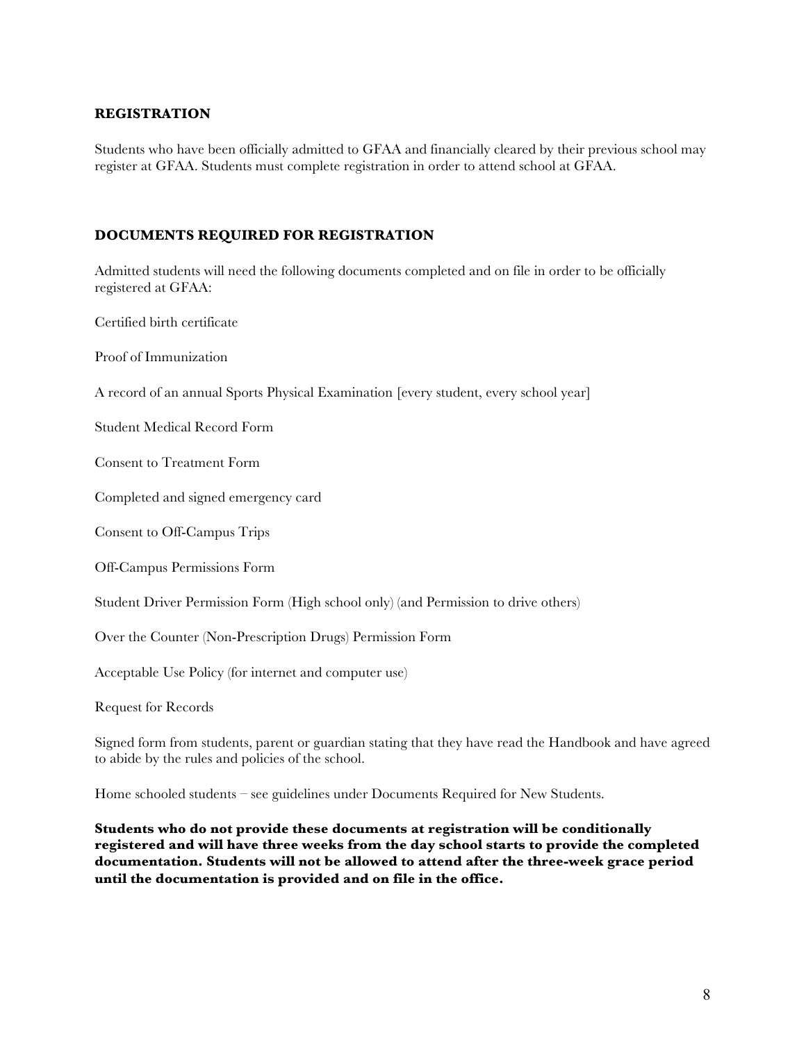## REGISTRATION

Students who have been officially admitted to GFAA and financially cleared by their previous school may register at GFAA. Students must complete registration in order to attend school at GFAA.

## DOCUMENTS REQUIRED FOR REGISTRATION

Admitted students will need the following documents completed and on file in order to be officially registered at GFAA:

Certified birth certificate

Proof of Immunization

A record of an annual Sports Physical Examination [every student, every school year]

Student Medical Record Form

Consent to Treatment Form

Completed and signed emergency card

Consent to Off-Campus Trips

Off-Campus Permissions Form

Student Driver Permission Form (High school only) (and Permission to drive others)

Over the Counter (Non-Prescription Drugs) Permission Form

Acceptable Use Policy (for internet and computer use)

Request for Records

Signed form from students, parent or guardian stating that they have read the Handbook and have agreed to abide by the rules and policies of the school.

Home schooled students – see guidelines under Documents Required for New Students.

**Students who do not provide these documents at registration will be conditionally registered and will have three weeks from the day school starts to provide the completed documentation. Students will not be allowed to attend after the three-week grace period until the documentation is provided and on file in the office.**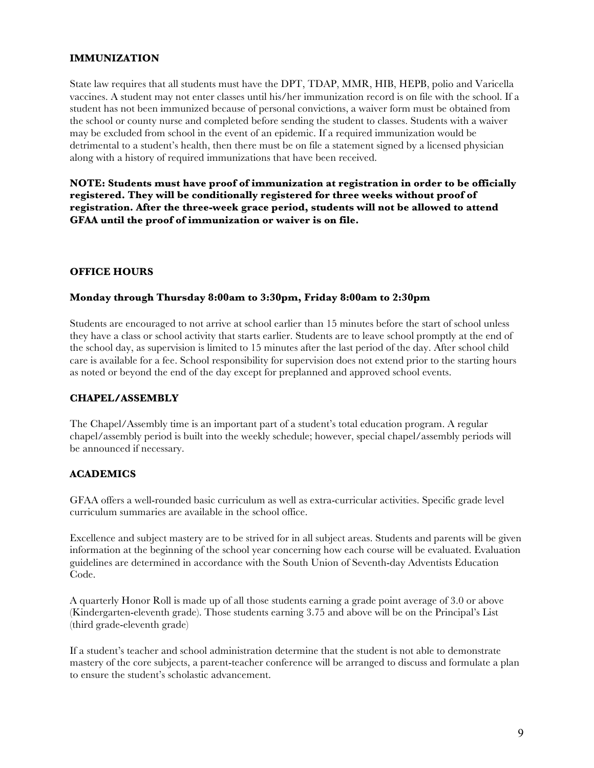## IMMUNIZATION

State law requires that all students must have the DPT, TDAP, MMR, HIB, HEPB, polio and Varicella vaccines. A student may not enter classes until his/her immunization record is on file with the school. If a student has not been immunized because of personal convictions, a waiver form must be obtained from the school or county nurse and completed before sending the student to classes. Students with a waiver may be excluded from school in the event of an epidemic. If a required immunization would be detrimental to a student's health, then there must be on file a statement signed by a licensed physician along with a history of required immunizations that have been received.

**NOTE: Students must have proof of immunization at registration in order to be officially registered. They will be conditionally registered for three weeks without proof of registration. After the three-week grace period, students will not be allowed to attend GFAA until the proof of immunization or waiver is on file.**

## OFFICE HOURS

**Monday through Thursday 8:00am to 3:30pm, Friday 8:00am to 2:30pm**

Students are encouraged to not arrive at school earlier than 15 minutes before the start of school unless they have a class or school activity that starts earlier. Students are to leave school promptly at the end of the school day, as supervision is limited to 15 minutes after the last period of the day. After school child care is available for a fee. School responsibility for supervision does not extend prior to the starting hours as noted or beyond the end of the day except for preplanned and approved school events.

## CHAPEL/ASSEMBLY

The Chapel/Assembly time is an important part of a student's total education program. A regular chapel/assembly period is built into the weekly schedule; however, special chapel/assembly periods will be announced if necessary.

## ACADEMICS

GFAA offers a well-rounded basic curriculum as well as extra-curricular activities. Specific grade level curriculum summaries are available in the school office.

Excellence and subject mastery are to be strived for in all subject areas. Students and parents will be given information at the beginning of the school year concerning how each course will be evaluated. Evaluation guidelines are determined in accordance with the South Union of Seventh-day Adventists Education Code.

A quarterly Honor Roll is made up of all those students earning a grade point average of 3.0 or above (Kindergarten-eleventh grade). Those students earning 3.75 and above will be on the Principal's List (third grade-eleventh grade)

If a student's teacher and school administration determine that the student is not able to demonstrate mastery of the core subjects, a parent-teacher conference will be arranged to discuss and formulate a plan to ensure the student's scholastic advancement.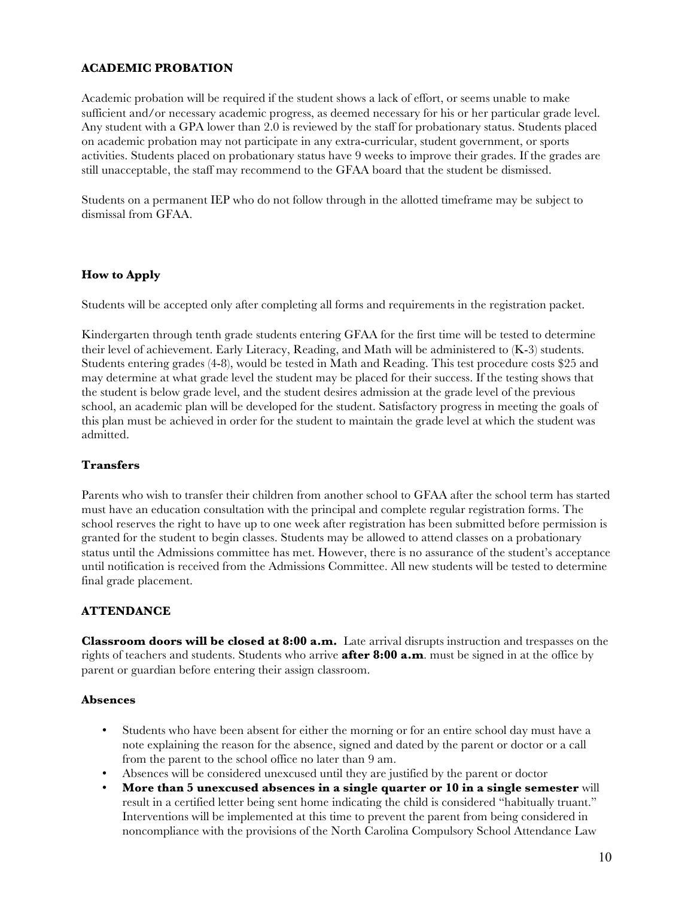## ACADEMIC PROBATION

Academic probation will be required if the student shows a lack of effort, or seems unable to make sufficient and/or necessary academic progress, as deemed necessary for his or her particular grade level. Any student with a GPA lower than 2.0 is reviewed by the staff for probationary status. Students placed on academic probation may not participate in any extra-curricular, student government, or sports activities. Students placed on probationary status have 9 weeks to improve their grades. If the grades are still unacceptable, the staff may recommend to the GFAA board that the student be dismissed.

Students on a permanent IEP who do not follow through in the allotted timeframe may be subject to dismissal from GFAA.

### How to Apply

Students will be accepted only after completing all forms and requirements in the registration packet.

Kindergarten through tenth grade students entering GFAA for the first time will be tested to determine their level of achievement. Early Literacy, Reading, and Math will be administered to (K-3) students. Students entering grades (4-8), would be tested in Math and Reading. This test procedure costs $25 and may determine at what grade level the student may be placed for their success. If the testing shows that the student is below grade level, and the student desires admission at the grade level of the previous school, an academic plan will be developed for the student. Satisfactory progress in meeting the goals of this plan must be achieved in order for the student to maintain the grade level at which the student was admitted.

### Transfers

Parents who wish to transfer their children from another school to GFAA after the school term has started must have an education consultation with the principal and complete regular registration forms. The school reserves the right to have up to one week after registration has been submitted before permission is granted for the student to begin classes. Students may be allowed to attend classes on a probationary status until the Admissions committee has met. However, there is no assurance of the student's acceptance until notification is received from the Admissions Committee. All new students will be tested to determine final grade placement.

## ATTENDANCE

**Classroom doors will be closed at 8:00 a.m.** Late arrival disrupts instruction and trespasses on the rights of teachers and students. Students who arrive **after 8:00 a.m**. must be signed in at the office by parent or guardian before entering their assign classroom.

### Absences

- Students who have been absent for either the morning or for an entire school day must have a note explaining the reason for the absence, signed and dated by the parent or doctor or a call from the parent to the school office no later than 9 am.
- Absences will be considered unexcused until they are justified by the parent or doctor
- **More than 5 unexcused absences in a single quarter or 10 in a single semester** will result in a certified letter being sent home indicating the child is considered "habitually truant." Interventions will be implemented at this time to prevent the parent from being considered in noncompliance with the provisions of the North Carolina Compulsory School Attendance Law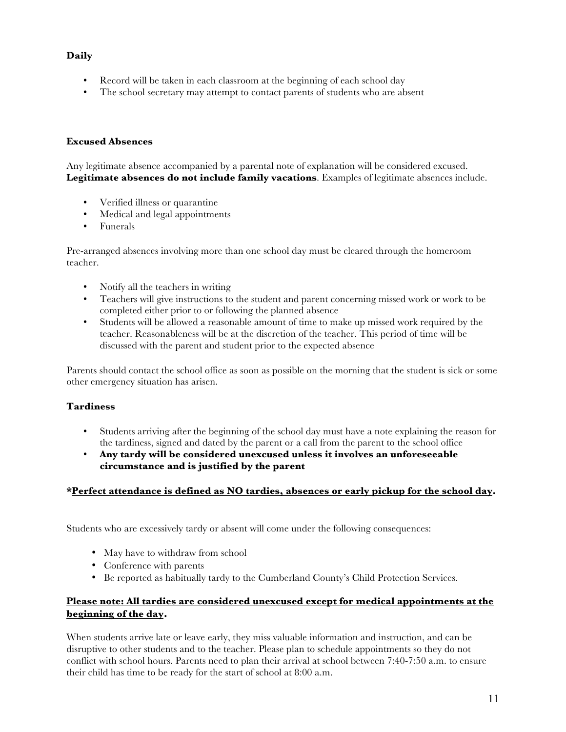**Daily**

- Record will be taken in each classroom at the beginning of each school day
- The school secretary may attempt to contact parents of students who are absent

**Excused Absences**

Any legitimate absence accompanied by a parental note of explanation will be considered excused. **Legitimate absences do not include family vacations**. Examples of legitimate absences include.

- Verified illness or quarantine
- Medical and legal appointments
- Funerals

Pre-arranged absences involving more than one school day must be cleared through the homeroom teacher.

- Notify all the teachers in writing
- Teachers will give instructions to the student and parent concerning missed work or work to be completed either prior to or following the planned absence
- Students will be allowed a reasonable amount of time to make up missed work required by the teacher. Reasonableness will be at the discretion of the teacher. This period of time will be discussed with the parent and student prior to the expected absence

Parents should contact the school office as soon as possible on the morning that the student is sick or some other emergency situation has arisen.

**Tardiness**

- Students arriving after the beginning of the school day must have a note explaining the reason for the tardiness, signed and dated by the parent or a call from the parent to the school office
- **Any tardy will be considered unexcused unless it involves an unforeseeable circumstance and is justified by the parent**

**\*<u>Perfect attendance is defined as NO tardies, absences or early pickup for the school day</u>.**

Students who are excessively tardy or absent will come under the following consequences:

- May have to withdraw from school
- Conference with parents
- Be reported as habitually tardy to the Cumberland County's Child Protection Services.

**<u>Please note: All tardies are considered unexcused except for medical appointments at the beginning of the day</u>.**

When students arrive late or leave early, they miss valuable information and instruction, and can be disruptive to other students and to the teacher. Please plan to schedule appointments so they do not conflict with school hours. Parents need to plan their arrival at school between 7:40-7:50 a.m. to ensure their child has time to be ready for the start of school at 8:00 a.m.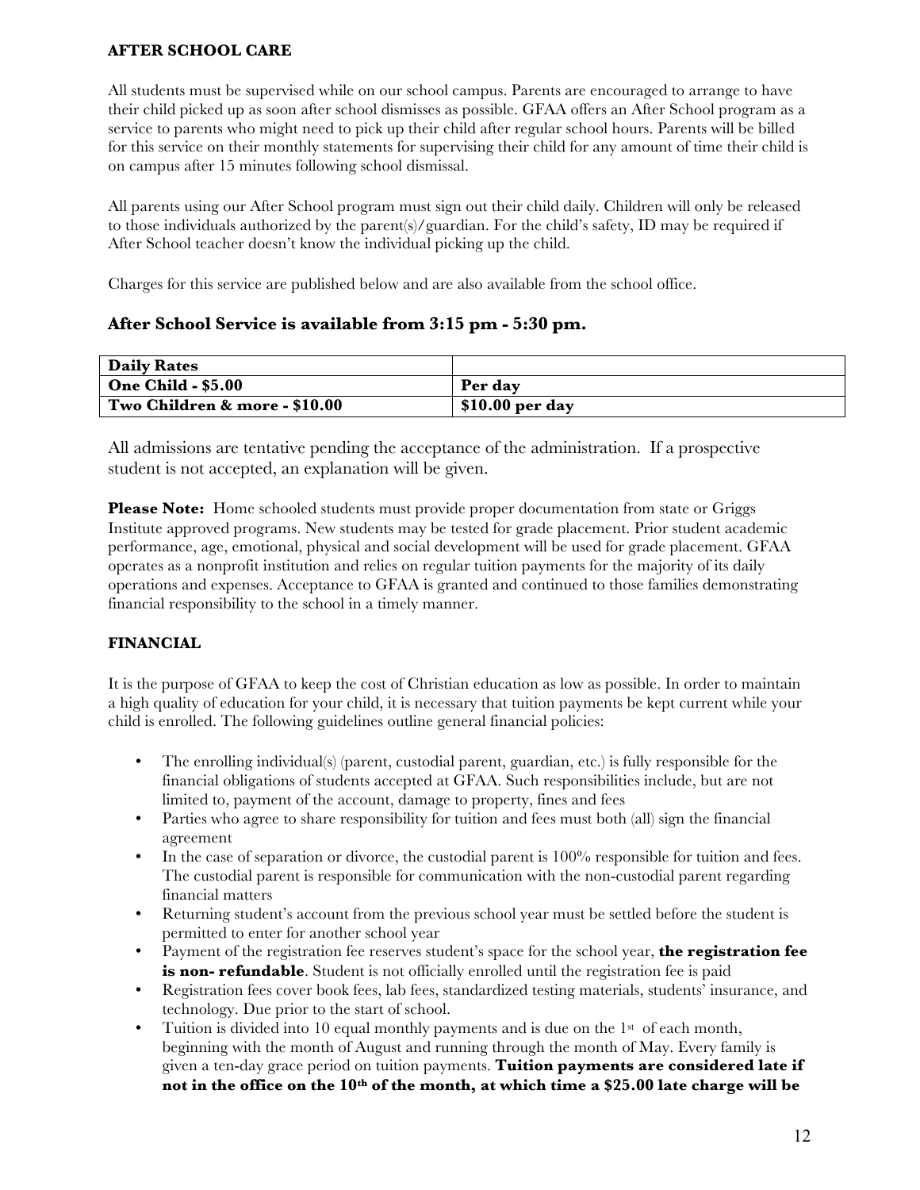## AFTER SCHOOL CARE

All students must be supervised while on our school campus. Parents are encouraged to arrange to have their child picked up as soon after school dismisses as possible. GFAA offers an After School program as a service to parents who might need to pick up their child after regular school hours. Parents will be billed for this service on their monthly statements for supervising their child for any amount of time their child is on campus after 15 minutes following school dismissal.

All parents using our After School program must sign out their child daily. Children will only be released to those individuals authorized by the parent(s)/guardian. For the child's safety, ID may be required if After School teacher doesn't know the individual picking up the child.

Charges for this service are published below and are also available from the school office.

### After School Service is available from 3:15 pm - 5:30 pm.

| **Daily Rates** | |
|---|---|
| **One Child - $5.00** | **Per day** |
| **Two Children & more - $10.00** | **$10.00 per day** |

All admissions are tentative pending the acceptance of the administration. If a prospective student is not accepted, an explanation will be given.

**Please Note:** Home schooled students must provide proper documentation from state or Griggs Institute approved programs. New students may be tested for grade placement. Prior student academic performance, age, emotional, physical and social development will be used for grade placement. GFAA operates as a nonprofit institution and relies on regular tuition payments for the majority of its daily operations and expenses. Acceptance to GFAA is granted and continued to those families demonstrating financial responsibility to the school in a timely manner.

## FINANCIAL

It is the purpose of GFAA to keep the cost of Christian education as low as possible. In order to maintain a high quality of education for your child, it is necessary that tuition payments be kept current while your child is enrolled. The following guidelines outline general financial policies:

- The enrolling individual(s) (parent, custodial parent, guardian, etc.) is fully responsible for the financial obligations of students accepted at GFAA. Such responsibilities include, but are not limited to, payment of the account, damage to property, fines and fees
- Parties who agree to share responsibility for tuition and fees must both (all) sign the financial agreement
- In the case of separation or divorce, the custodial parent is 100% responsible for tuition and fees. The custodial parent is responsible for communication with the non-custodial parent regarding financial matters
- Returning student's account from the previous school year must be settled before the student is permitted to enter for another school year
- Payment of the registration fee reserves student's space for the school year, **the registration fee is non- refundable**. Student is not officially enrolled until the registration fee is paid
- Registration fees cover book fees, lab fees, standardized testing materials, students' insurance, and technology. Due prior to the start of school.
- Tuition is divided into 10 equal monthly payments and is due on the 1st of each month, beginning with the month of August and running through the month of May. Every family is given a ten-day grace period on tuition payments. **Tuition payments are considered late if not in the office on the 10th of the month, at which time a $25.00 late charge will be**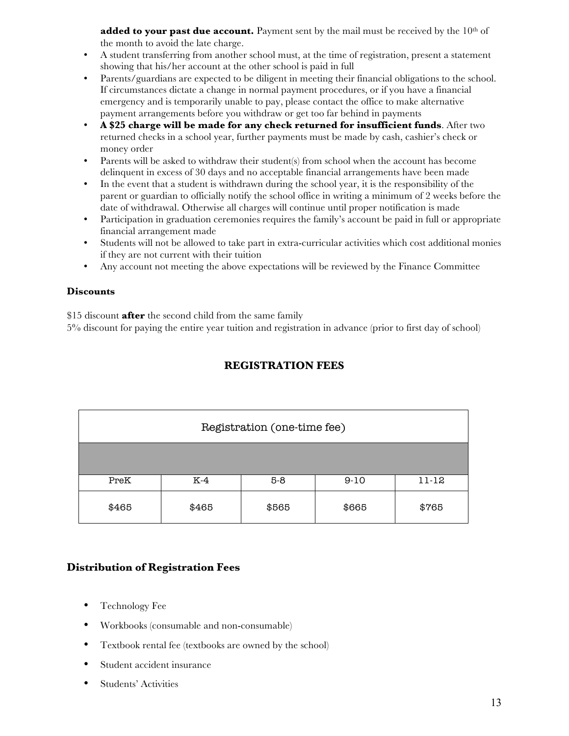**added to your past due account.** Payment sent by the mail must be received by the 10th of the month to avoid the late charge.

- A student transferring from another school must, at the time of registration, present a statement showing that his/her account at the other school is paid in full
- Parents/guardians are expected to be diligent in meeting their financial obligations to the school. If circumstances dictate a change in normal payment procedures, or if you have a financial emergency and is temporarily unable to pay, please contact the office to make alternative payment arrangements before you withdraw or get too far behind in payments
- **A $25 charge will be made for any check returned for insufficient funds**. After two returned checks in a school year, further payments must be made by cash, cashier's check or money order
- Parents will be asked to withdraw their student(s) from school when the account has become delinquent in excess of 30 days and no acceptable financial arrangements have been made
- In the event that a student is withdrawn during the school year, it is the responsibility of the parent or guardian to officially notify the school office in writing a minimum of 2 weeks before the date of withdrawal. Otherwise all charges will continue until proper notification is made
- Participation in graduation ceremonies requires the family's account be paid in full or appropriate financial arrangement made
- Students will not be allowed to take part in extra-curricular activities which cost additional monies if they are not current with their tuition
- Any account not meeting the above expectations will be reviewed by the Finance Committee

### Discounts

$15 discount **after** the second child from the same family
5% discount for paying the entire year tuition and registration in advance (prior to first day of school)

## REGISTRATION FEES

| Registration (one-time fee) | | | | |
|---|---|---|---|---|
| PreK | K-4 | 5-8 | 9-10 | 11-12 |
| $465 | $465 | $565 | $665 | $765 |

### Distribution of Registration Fees

- Technology Fee
- Workbooks (consumable and non-consumable)
- Textbook rental fee (textbooks are owned by the school)
- Student accident insurance
- Students' Activities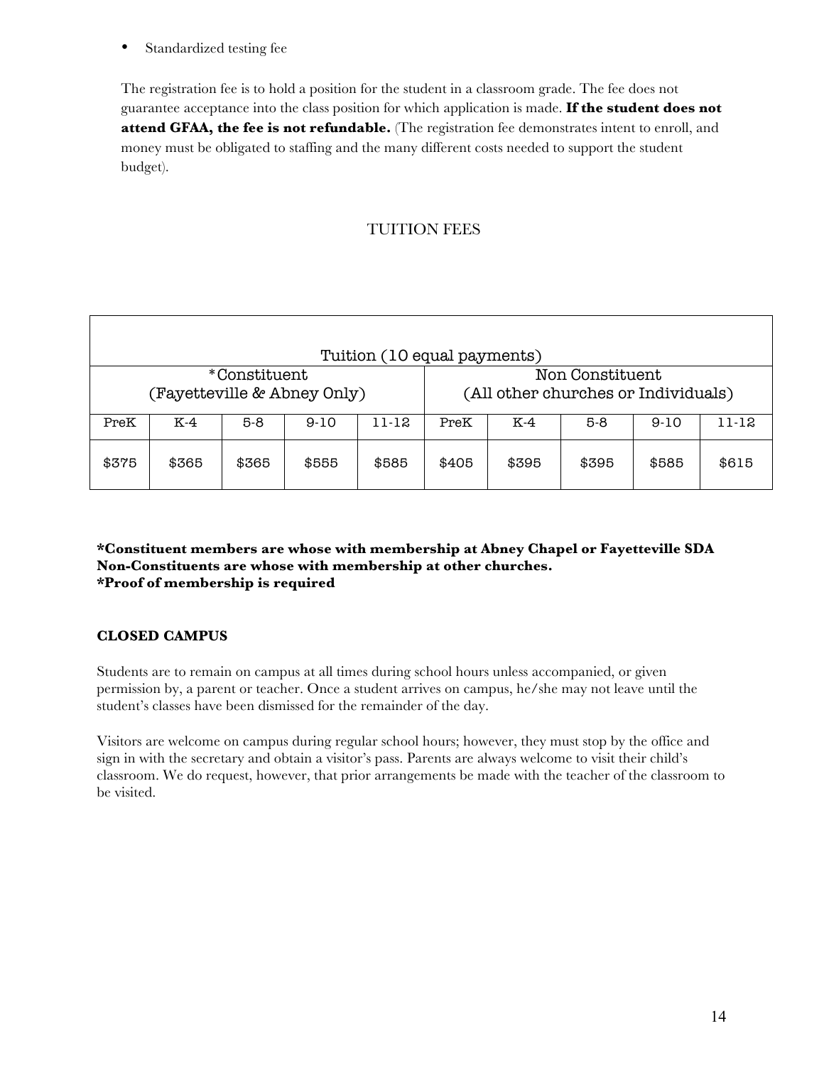- Standardized testing fee

The registration fee is to hold a position for the student in a classroom grade. The fee does not guarantee acceptance into the class position for which application is made. **If the student does not attend GFAA, the fee is not refundable.** (The registration fee demonstrates intent to enroll, and money must be obligated to staffing and the many different costs needed to support the student budget).

## TUITION FEES

| Tuition (10 equal payments) | | | | | | | | | |
|---|---|---|---|---|---|---|---|---|---|
| *Constituent (Fayetteville & Abney Only) | | | | | Non Constituent (All other churches or Individuals) | | | | |
| PreK | K-4 | 5-8 | 9-10 | 11-12 | PreK | K-4 | 5-8 | 9-10 | 11-12 |
| $375 | $365 | $365 | $555 | $585 | $405 | $395 | $395 | $585 | $615 |

**\*Constituent members are whose with membership at Abney Chapel or Fayetteville SDA**
**Non-Constituents are whose with membership at other churches.**
**\*Proof of membership is required**

### CLOSED CAMPUS

Students are to remain on campus at all times during school hours unless accompanied, or given permission by, a parent or teacher. Once a student arrives on campus, he/she may not leave until the student's classes have been dismissed for the remainder of the day.

Visitors are welcome on campus during regular school hours; however, they must stop by the office and sign in with the secretary and obtain a visitor's pass. Parents are always welcome to visit their child's classroom. We do request, however, that prior arrangements be made with the teacher of the classroom to be visited.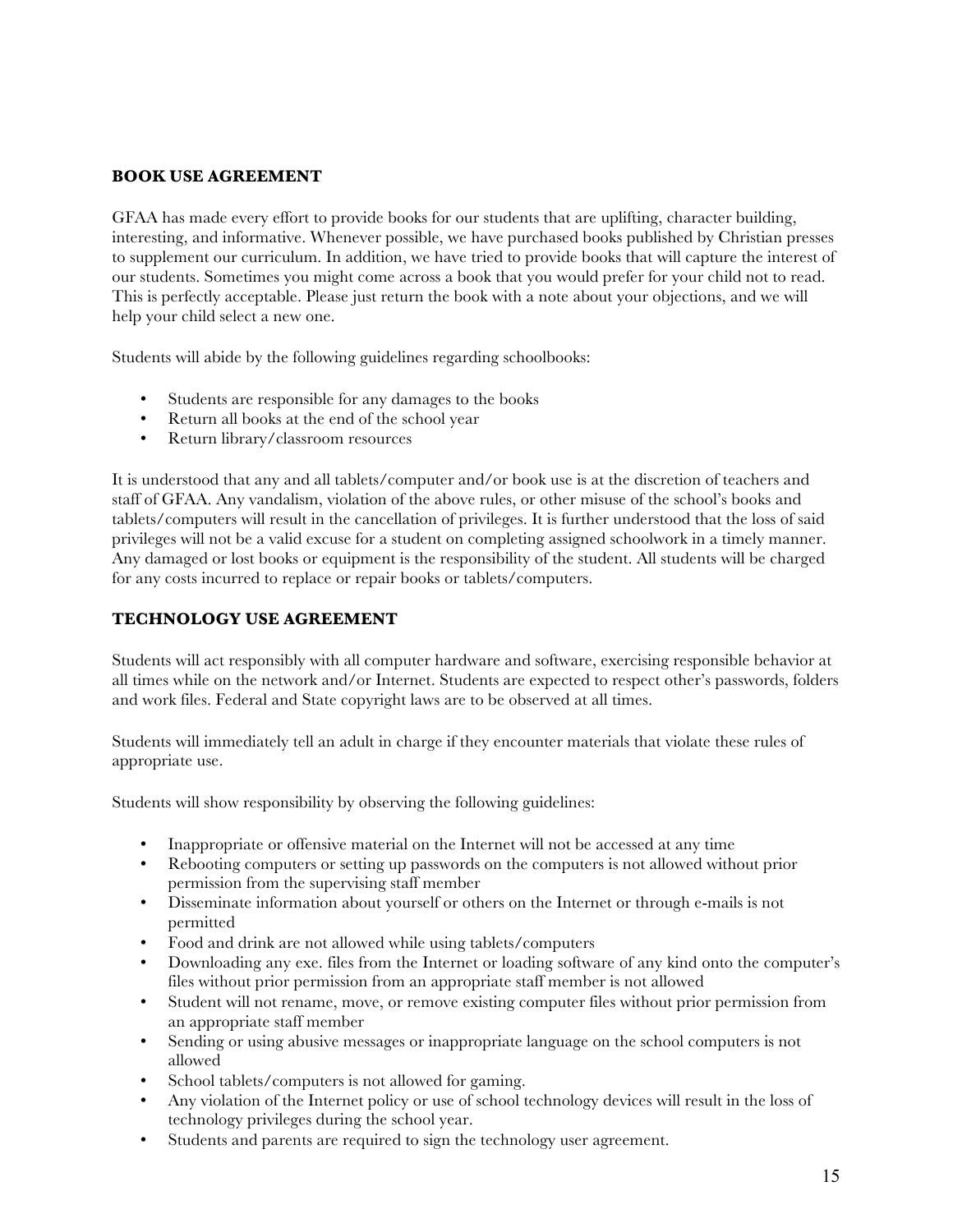## BOOK USE AGREEMENT

GFAA has made every effort to provide books for our students that are uplifting, character building, interesting, and informative. Whenever possible, we have purchased books published by Christian presses to supplement our curriculum. In addition, we have tried to provide books that will capture the interest of our students. Sometimes you might come across a book that you would prefer for your child not to read. This is perfectly acceptable. Please just return the book with a note about your objections, and we will help your child select a new one.

Students will abide by the following guidelines regarding schoolbooks:

- Students are responsible for any damages to the books
- Return all books at the end of the school year
- Return library/classroom resources

It is understood that any and all tablets/computer and/or book use is at the discretion of teachers and staff of GFAA. Any vandalism, violation of the above rules, or other misuse of the school's books and tablets/computers will result in the cancellation of privileges. It is further understood that the loss of said privileges will not be a valid excuse for a student on completing assigned schoolwork in a timely manner. Any damaged or lost books or equipment is the responsibility of the student. All students will be charged for any costs incurred to replace or repair books or tablets/computers.

## TECHNOLOGY USE AGREEMENT

Students will act responsibly with all computer hardware and software, exercising responsible behavior at all times while on the network and/or Internet. Students are expected to respect other's passwords, folders and work files. Federal and State copyright laws are to be observed at all times.

Students will immediately tell an adult in charge if they encounter materials that violate these rules of appropriate use.

Students will show responsibility by observing the following guidelines:

- Inappropriate or offensive material on the Internet will not be accessed at any time
- Rebooting computers or setting up passwords on the computers is not allowed without prior permission from the supervising staff member
- Disseminate information about yourself or others on the Internet or through e-mails is not permitted
- Food and drink are not allowed while using tablets/computers
- Downloading any exe. files from the Internet or loading software of any kind onto the computer's files without prior permission from an appropriate staff member is not allowed
- Student will not rename, move, or remove existing computer files without prior permission from an appropriate staff member
- Sending or using abusive messages or inappropriate language on the school computers is not allowed
- School tablets/computers is not allowed for gaming.
- Any violation of the Internet policy or use of school technology devices will result in the loss of technology privileges during the school year.
- Students and parents are required to sign the technology user agreement.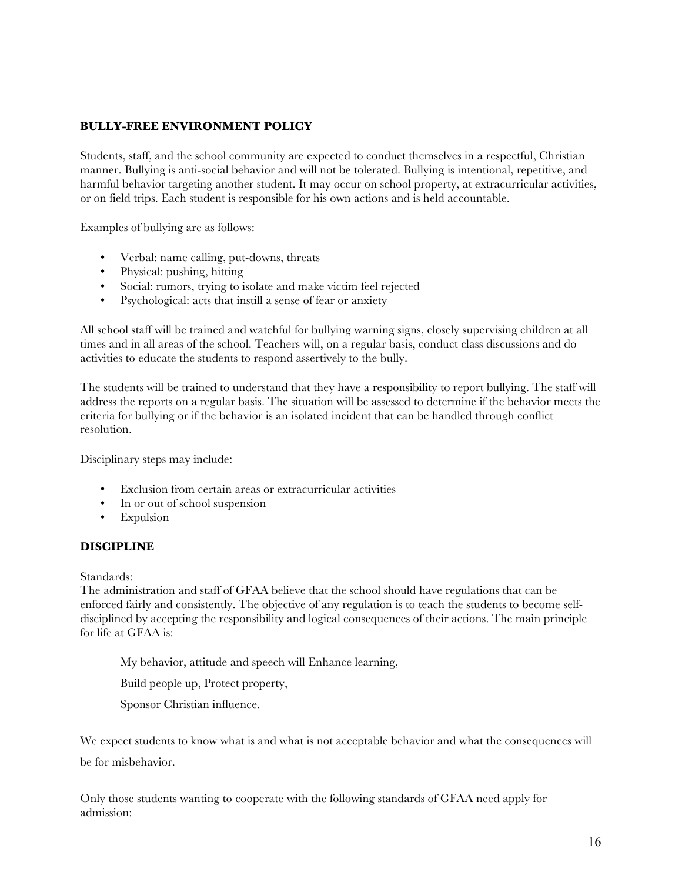## BULLY-FREE ENVIRONMENT POLICY

Students, staff, and the school community are expected to conduct themselves in a respectful, Christian manner. Bullying is anti-social behavior and will not be tolerated. Bullying is intentional, repetitive, and harmful behavior targeting another student. It may occur on school property, at extracurricular activities, or on field trips. Each student is responsible for his own actions and is held accountable.

Examples of bullying are as follows:

- Verbal: name calling, put-downs, threats
- Physical: pushing, hitting
- Social: rumors, trying to isolate and make victim feel rejected
- Psychological: acts that instill a sense of fear or anxiety

All school staff will be trained and watchful for bullying warning signs, closely supervising children at all times and in all areas of the school. Teachers will, on a regular basis, conduct class discussions and do activities to educate the students to respond assertively to the bully.

The students will be trained to understand that they have a responsibility to report bullying. The staff will address the reports on a regular basis. The situation will be assessed to determine if the behavior meets the criteria for bullying or if the behavior is an isolated incident that can be handled through conflict resolution.

Disciplinary steps may include:

- Exclusion from certain areas or extracurricular activities
- In or out of school suspension
- Expulsion

## DISCIPLINE

Standards:
The administration and staff of GFAA believe that the school should have regulations that can be enforced fairly and consistently. The objective of any regulation is to teach the students to become self-disciplined by accepting the responsibility and logical consequences of their actions. The main principle for life at GFAA is:

> My behavior, attitude and speech will Enhance learning,
>
> Build people up, Protect property,
>
> Sponsor Christian influence.

We expect students to know what is and what is not acceptable behavior and what the consequences will be for misbehavior.

Only those students wanting to cooperate with the following standards of GFAA need apply for admission: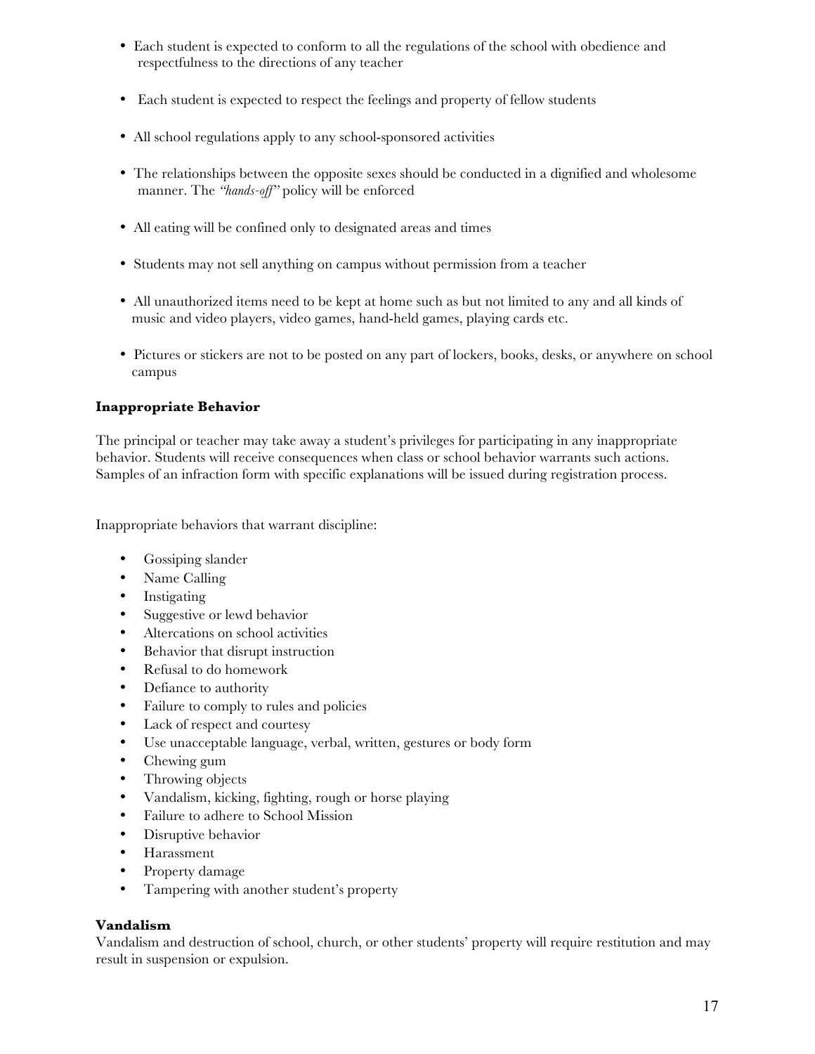- Each student is expected to conform to all the regulations of the school with obedience and respectfulness to the directions of any teacher

- Each student is expected to respect the feelings and property of fellow students

- All school regulations apply to any school-sponsored activities

- The relationships between the opposite sexes should be conducted in a dignified and wholesome manner. The *"hands-off"* policy will be enforced

- All eating will be confined only to designated areas and times

- Students may not sell anything on campus without permission from a teacher

- All unauthorized items need to be kept at home such as but not limited to any and all kinds of music and video players, video games, hand-held games, playing cards etc.

- Pictures or stickers are not to be posted on any part of lockers, books, desks, or anywhere on school campus

**Inappropriate Behavior**

The principal or teacher may take away a student's privileges for participating in any inappropriate behavior. Students will receive consequences when class or school behavior warrants such actions. Samples of an infraction form with specific explanations will be issued during registration process.

Inappropriate behaviors that warrant discipline:

- Gossiping slander
- Name Calling
- Instigating
- Suggestive or lewd behavior
- Altercations on school activities
- Behavior that disrupt instruction
- Refusal to do homework
- Defiance to authority
- Failure to comply to rules and policies
- Lack of respect and courtesy
- Use unacceptable language, verbal, written, gestures or body form
- Chewing gum
- Throwing objects
- Vandalism, kicking, fighting, rough or horse playing
- Failure to adhere to School Mission
- Disruptive behavior
- Harassment
- Property damage
- Tampering with another student's property

**Vandalism**

Vandalism and destruction of school, church, or other students' property will require restitution and may result in suspension or expulsion.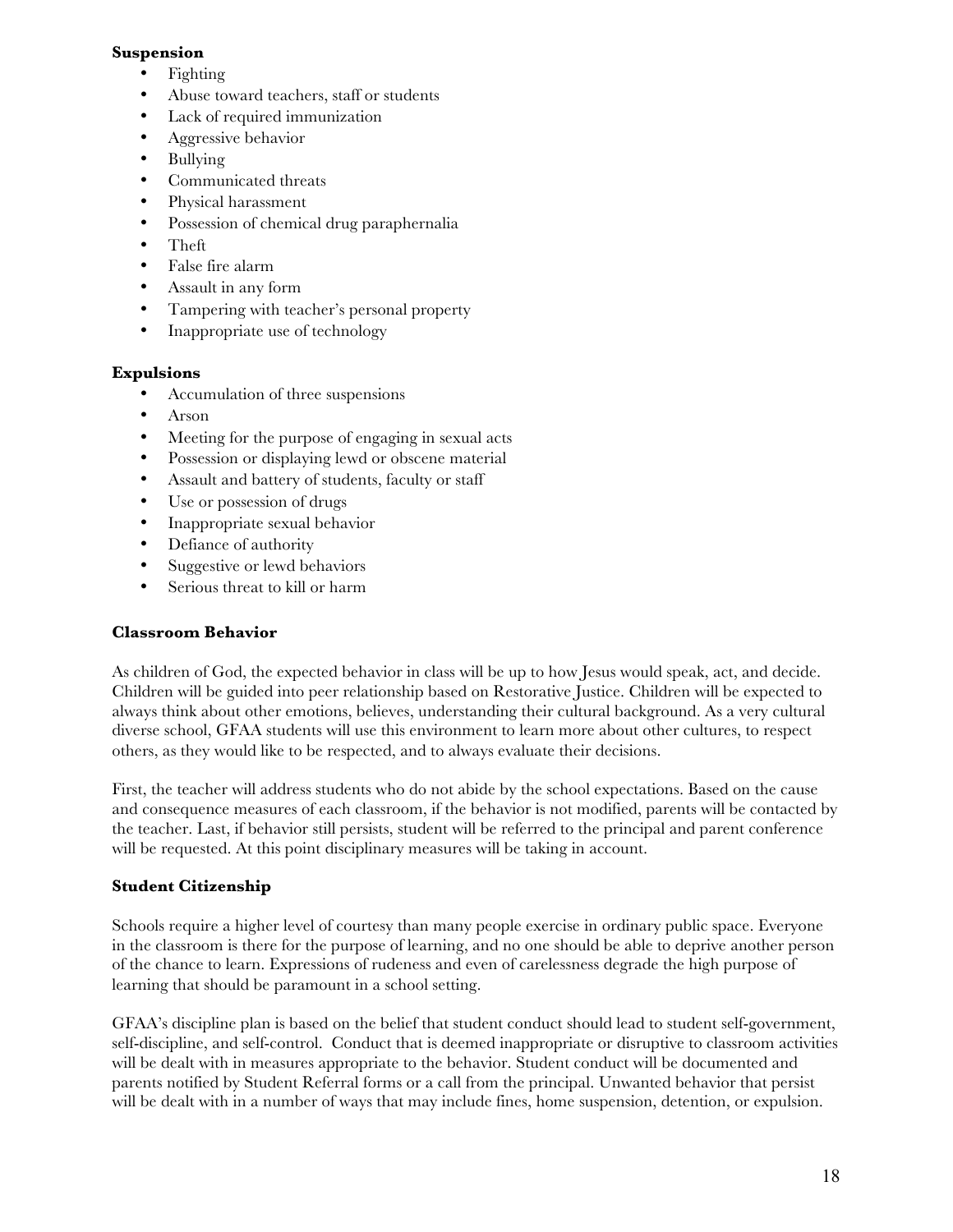**Suspension**

- Fighting
- Abuse toward teachers, staff or students
- Lack of required immunization
- Aggressive behavior
- Bullying
- Communicated threats
- Physical harassment
- Possession of chemical drug paraphernalia
- Theft
- False fire alarm
- Assault in any form
- Tampering with teacher's personal property
- Inappropriate use of technology

**Expulsions**

- Accumulation of three suspensions
- Arson
- Meeting for the purpose of engaging in sexual acts
- Possession or displaying lewd or obscene material
- Assault and battery of students, faculty or staff
- Use or possession of drugs
- Inappropriate sexual behavior
- Defiance of authority
- Suggestive or lewd behaviors
- Serious threat to kill or harm

**Classroom Behavior**

As children of God, the expected behavior in class will be up to how Jesus would speak, act, and decide. Children will be guided into peer relationship based on Restorative Justice. Children will be expected to always think about other emotions, believes, understanding their cultural background. As a very cultural diverse school, GFAA students will use this environment to learn more about other cultures, to respect others, as they would like to be respected, and to always evaluate their decisions.

First, the teacher will address students who do not abide by the school expectations. Based on the cause and consequence measures of each classroom, if the behavior is not modified, parents will be contacted by the teacher. Last, if behavior still persists, student will be referred to the principal and parent conference will be requested. At this point disciplinary measures will be taking in account.

**Student Citizenship**

Schools require a higher level of courtesy than many people exercise in ordinary public space. Everyone in the classroom is there for the purpose of learning, and no one should be able to deprive another person of the chance to learn. Expressions of rudeness and even of carelessness degrade the high purpose of learning that should be paramount in a school setting.

GFAA's discipline plan is based on the belief that student conduct should lead to student self-government, self-discipline, and self-control. Conduct that is deemed inappropriate or disruptive to classroom activities will be dealt with in measures appropriate to the behavior. Student conduct will be documented and parents notified by Student Referral forms or a call from the principal. Unwanted behavior that persist will be dealt with in a number of ways that may include fines, home suspension, detention, or expulsion.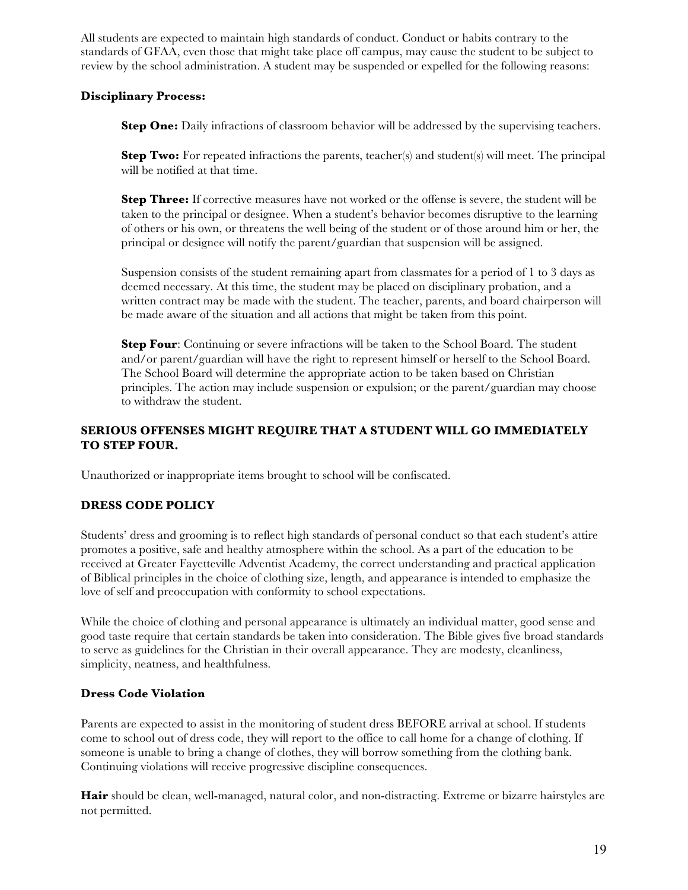All students are expected to maintain high standards of conduct. Conduct or habits contrary to the standards of GFAA, even those that might take place off campus, may cause the student to be subject to review by the school administration. A student may be suspended or expelled for the following reasons:

**Disciplinary Process:**

**Step One:** Daily infractions of classroom behavior will be addressed by the supervising teachers.

**Step Two:** For repeated infractions the parents, teacher(s) and student(s) will meet. The principal will be notified at that time.

**Step Three:** If corrective measures have not worked or the offense is severe, the student will be taken to the principal or designee. When a student's behavior becomes disruptive to the learning of others or his own, or threatens the well being of the student or of those around him or her, the principal or designee will notify the parent/guardian that suspension will be assigned.

Suspension consists of the student remaining apart from classmates for a period of 1 to 3 days as deemed necessary. At this time, the student may be placed on disciplinary probation, and a written contract may be made with the student. The teacher, parents, and board chairperson will be made aware of the situation and all actions that might be taken from this point.

**Step Four**: Continuing or severe infractions will be taken to the School Board. The student and/or parent/guardian will have the right to represent himself or herself to the School Board. The School Board will determine the appropriate action to be taken based on Christian principles. The action may include suspension or expulsion; or the parent/guardian may choose to withdraw the student.

**SERIOUS OFFENSES MIGHT REQUIRE THAT A STUDENT WILL GO IMMEDIATELY TO STEP FOUR.**

Unauthorized or inappropriate items brought to school will be confiscated.

## DRESS CODE POLICY

Students' dress and grooming is to reflect high standards of personal conduct so that each student's attire promotes a positive, safe and healthy atmosphere within the school. As a part of the education to be received at Greater Fayetteville Adventist Academy, the correct understanding and practical application of Biblical principles in the choice of clothing size, length, and appearance is intended to emphasize the love of self and preoccupation with conformity to school expectations.

While the choice of clothing and personal appearance is ultimately an individual matter, good sense and good taste require that certain standards be taken into consideration. The Bible gives five broad standards to serve as guidelines for the Christian in their overall appearance. They are modesty, cleanliness, simplicity, neatness, and healthfulness.

### Dress Code Violation

Parents are expected to assist in the monitoring of student dress BEFORE arrival at school. If students come to school out of dress code, they will report to the office to call home for a change of clothing. If someone is unable to bring a change of clothes, they will borrow something from the clothing bank. Continuing violations will receive progressive discipline consequences.

**Hair** should be clean, well-managed, natural color, and non-distracting. Extreme or bizarre hairstyles are not permitted.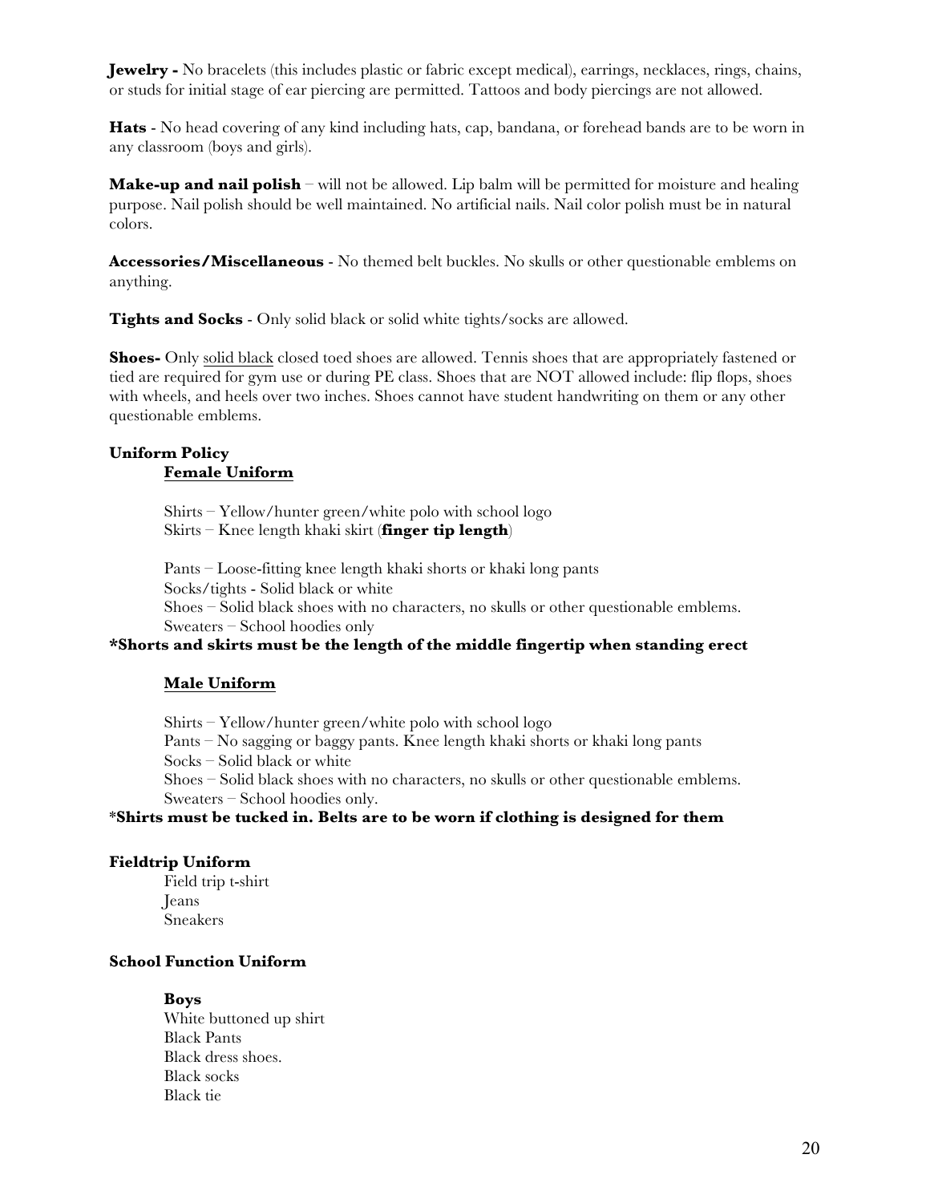**Jewelry -** No bracelets (this includes plastic or fabric except medical), earrings, necklaces, rings, chains, or studs for initial stage of ear piercing are permitted. Tattoos and body piercings are not allowed.

**Hats** - No head covering of any kind including hats, cap, bandana, or forehead bands are to be worn in any classroom (boys and girls).

**Make-up and nail polish** – will not be allowed. Lip balm will be permitted for moisture and healing purpose. Nail polish should be well maintained. No artificial nails. Nail color polish must be in natural colors.

**Accessories/Miscellaneous** - No themed belt buckles. No skulls or other questionable emblems on anything.

**Tights and Socks** - Only solid black or solid white tights/socks are allowed.

**Shoes-** Only <u>solid black</u> closed toed shoes are allowed. Tennis shoes that are appropriately fastened or tied are required for gym use or during PE class. Shoes that are NOT allowed include: flip flops, shoes with wheels, and heels over two inches. Shoes cannot have student handwriting on them or any other questionable emblems.

**Uniform Policy**

**<u>Female Uniform</u>**

Shirts – Yellow/hunter green/white polo with school logo
Skirts – Knee length khaki skirt (**finger tip length**)

Pants – Loose-fitting knee length khaki shorts or khaki long pants
Socks/tights - Solid black or white
Shoes – Solid black shoes with no characters, no skulls or other questionable emblems.
Sweaters – School hoodies only

**\*Shorts and skirts must be the length of the middle fingertip when standing erect**

**<u>Male Uniform</u>**

Shirts – Yellow/hunter green/white polo with school logo
Pants – No sagging or baggy pants. Knee length khaki shorts or khaki long pants
Socks – Solid black or white
Shoes – Solid black shoes with no characters, no skulls or other questionable emblems.
Sweaters – School hoodies only.

**\*Shirts must be tucked in. Belts are to be worn if clothing is designed for them**

**Fieldtrip Uniform**

Field trip t-shirt
Jeans
Sneakers

**School Function Uniform**

**Boys**
White buttoned up shirt
Black Pants
Black dress shoes.
Black socks
Black tie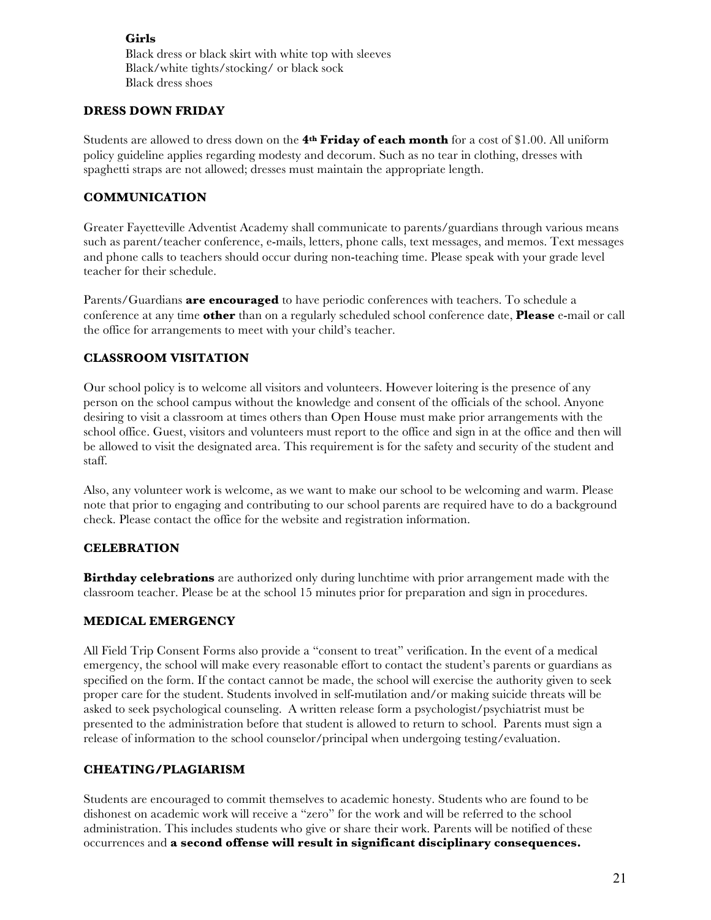**Girls**
Black dress or black skirt with white top with sleeves
Black/white tights/stocking/ or black sock
Black dress shoes

## DRESS DOWN FRIDAY

Students are allowed to dress down on the **4th Friday of each month** for a cost of $1.00. All uniform policy guideline applies regarding modesty and decorum. Such as no tear in clothing, dresses with spaghetti straps are not allowed; dresses must maintain the appropriate length.

## COMMUNICATION

Greater Fayetteville Adventist Academy shall communicate to parents/guardians through various means such as parent/teacher conference, e-mails, letters, phone calls, text messages, and memos. Text messages and phone calls to teachers should occur during non-teaching time. Please speak with your grade level teacher for their schedule.

Parents/Guardians **are encouraged** to have periodic conferences with teachers. To schedule a conference at any time **other** than on a regularly scheduled school conference date, **Please** e-mail or call the office for arrangements to meet with your child's teacher.

## CLASSROOM VISITATION

Our school policy is to welcome all visitors and volunteers. However loitering is the presence of any person on the school campus without the knowledge and consent of the officials of the school. Anyone desiring to visit a classroom at times others than Open House must make prior arrangements with the school office. Guest, visitors and volunteers must report to the office and sign in at the office and then will be allowed to visit the designated area. This requirement is for the safety and security of the student and staff.

Also, any volunteer work is welcome, as we want to make our school to be welcoming and warm. Please note that prior to engaging and contributing to our school parents are required have to do a background check. Please contact the office for the website and registration information.

## CELEBRATION

**Birthday celebrations** are authorized only during lunchtime with prior arrangement made with the classroom teacher. Please be at the school 15 minutes prior for preparation and sign in procedures.

## MEDICAL EMERGENCY

All Field Trip Consent Forms also provide a "consent to treat" verification. In the event of a medical emergency, the school will make every reasonable effort to contact the student's parents or guardians as specified on the form. If the contact cannot be made, the school will exercise the authority given to seek proper care for the student. Students involved in self-mutilation and/or making suicide threats will be asked to seek psychological counseling. A written release form a psychologist/psychiatrist must be presented to the administration before that student is allowed to return to school. Parents must sign a release of information to the school counselor/principal when undergoing testing/evaluation.

## CHEATING/PLAGIARISM

Students are encouraged to commit themselves to academic honesty. Students who are found to be dishonest on academic work will receive a "zero" for the work and will be referred to the school administration. This includes students who give or share their work. Parents will be notified of these occurrences and **a second offense will result in significant disciplinary consequences.**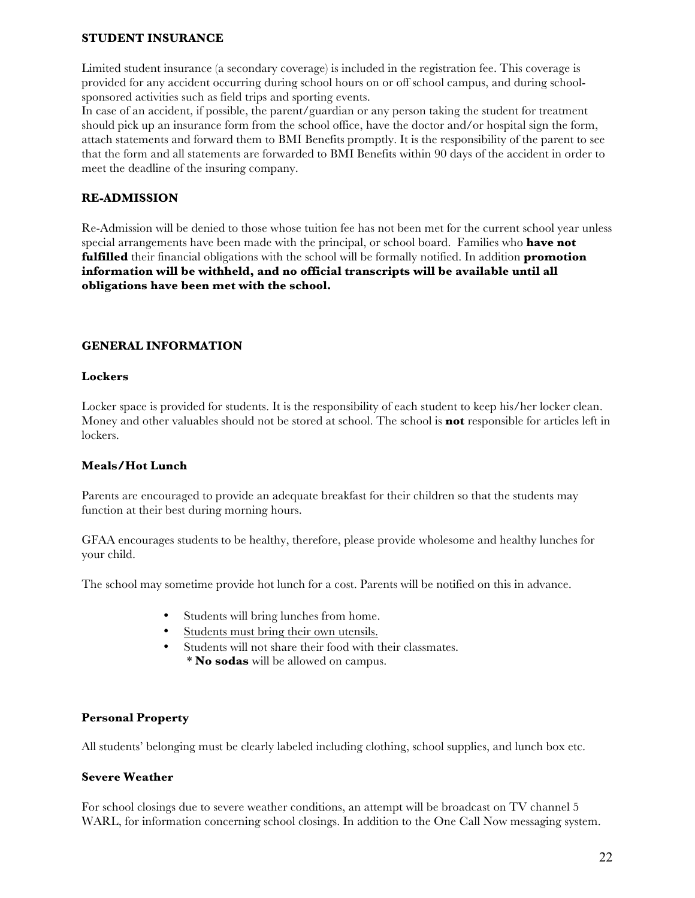## STUDENT INSURANCE

Limited student insurance (a secondary coverage) is included in the registration fee. This coverage is provided for any accident occurring during school hours on or off school campus, and during school-sponsored activities such as field trips and sporting events.
In case of an accident, if possible, the parent/guardian or any person taking the student for treatment should pick up an insurance form from the school office, have the doctor and/or hospital sign the form, attach statements and forward them to BMI Benefits promptly. It is the responsibility of the parent to see that the form and all statements are forwarded to BMI Benefits within 90 days of the accident in order to meet the deadline of the insuring company.

## RE-ADMISSION

Re-Admission will be denied to those whose tuition fee has not been met for the current school year unless special arrangements have been made with the principal, or school board. Families who **have not fulfilled** their financial obligations with the school will be formally notified. In addition **promotion information will be withheld, and no official transcripts will be available until all obligations have been met with the school.**

## GENERAL INFORMATION

### Lockers

Locker space is provided for students. It is the responsibility of each student to keep his/her locker clean. Money and other valuables should not be stored at school. The school is **not** responsible for articles left in lockers.

### Meals/Hot Lunch

Parents are encouraged to provide an adequate breakfast for their children so that the students may function at their best during morning hours.

GFAA encourages students to be healthy, therefore, please provide wholesome and healthy lunches for your child.

The school may sometime provide hot lunch for a cost. Parents will be notified on this in advance.

- Students will bring lunches from home.
- <u>Students must bring their own utensils.</u>
- Students will not share their food with their classmates.
  * **No sodas** will be allowed on campus.

### Personal Property

All students' belonging must be clearly labeled including clothing, school supplies, and lunch box etc.

### Severe Weather

For school closings due to severe weather conditions, an attempt will be broadcast on TV channel 5 WARL, for information concerning school closings. In addition to the One Call Now messaging system.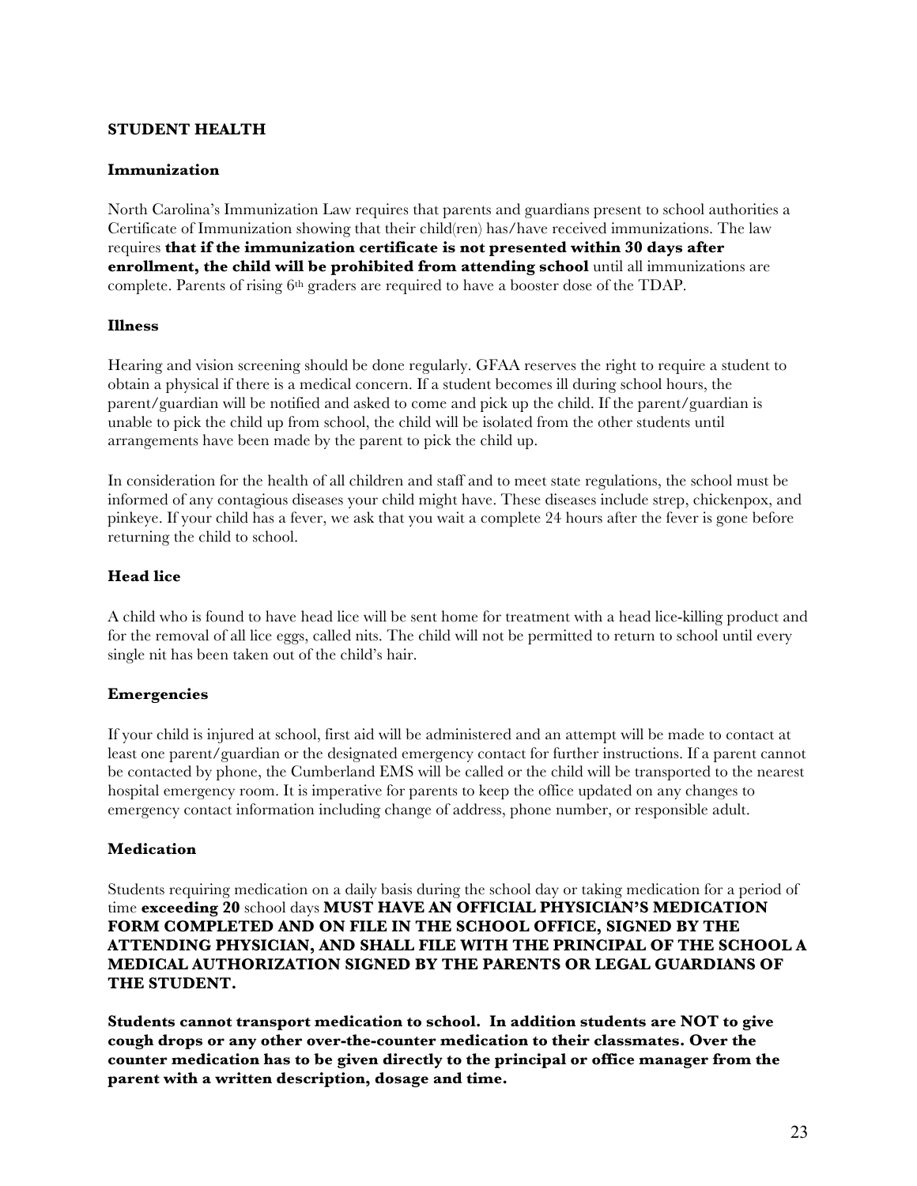## STUDENT HEALTH

### Immunization

North Carolina's Immunization Law requires that parents and guardians present to school authorities a Certificate of Immunization showing that their child(ren) has/have received immunizations. The law requires **that if the immunization certificate is not presented within 30 days after enrollment, the child will be prohibited from attending school** until all immunizations are complete. Parents of rising 6th graders are required to have a booster dose of the TDAP.

### Illness

Hearing and vision screening should be done regularly. GFAA reserves the right to require a student to obtain a physical if there is a medical concern. If a student becomes ill during school hours, the parent/guardian will be notified and asked to come and pick up the child. If the parent/guardian is unable to pick the child up from school, the child will be isolated from the other students until arrangements have been made by the parent to pick the child up.

In consideration for the health of all children and staff and to meet state regulations, the school must be informed of any contagious diseases your child might have. These diseases include strep, chickenpox, and pinkeye. If your child has a fever, we ask that you wait a complete 24 hours after the fever is gone before returning the child to school.

### Head lice

A child who is found to have head lice will be sent home for treatment with a head lice-killing product and for the removal of all lice eggs, called nits. The child will not be permitted to return to school until every single nit has been taken out of the child's hair.

### Emergencies

If your child is injured at school, first aid will be administered and an attempt will be made to contact at least one parent/guardian or the designated emergency contact for further instructions. If a parent cannot be contacted by phone, the Cumberland EMS will be called or the child will be transported to the nearest hospital emergency room. It is imperative for parents to keep the office updated on any changes to emergency contact information including change of address, phone number, or responsible adult.

### Medication

Students requiring medication on a daily basis during the school day or taking medication for a period of time **exceeding 20** school days **MUST HAVE AN OFFICIAL PHYSICIAN'S MEDICATION FORM COMPLETED AND ON FILE IN THE SCHOOL OFFICE, SIGNED BY THE ATTENDING PHYSICIAN, AND SHALL FILE WITH THE PRINCIPAL OF THE SCHOOL A MEDICAL AUTHORIZATION SIGNED BY THE PARENTS OR LEGAL GUARDIANS OF THE STUDENT.**

**Students cannot transport medication to school. In addition students are NOT to give cough drops or any other over-the-counter medication to their classmates. Over the counter medication has to be given directly to the principal or office manager from the parent with a written description, dosage and time.**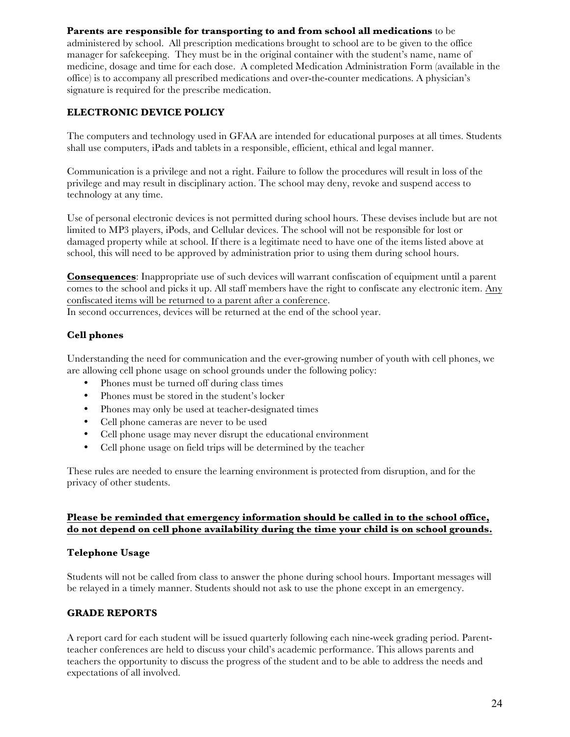**Parents are responsible for transporting to and from school all medications** to be administered by school. All prescription medications brought to school are to be given to the office manager for safekeeping. They must be in the original container with the student's name, name of medicine, dosage and time for each dose. A completed Medication Administration Form (available in the office) is to accompany all prescribed medications and over-the-counter medications. A physician's signature is required for the prescribe medication.

## ELECTRONIC DEVICE POLICY

The computers and technology used in GFAA are intended for educational purposes at all times. Students shall use computers, iPads and tablets in a responsible, efficient, ethical and legal manner.

Communication is a privilege and not a right. Failure to follow the procedures will result in loss of the privilege and may result in disciplinary action. The school may deny, revoke and suspend access to technology at any time.

Use of personal electronic devices is not permitted during school hours. These devises include but are not limited to MP3 players, iPods, and Cellular devices. The school will not be responsible for lost or damaged property while at school. If there is a legitimate need to have one of the items listed above at school, this will need to be approved by administration prior to using them during school hours.

<u>**Consequences**</u>: Inappropriate use of such devices will warrant confiscation of equipment until a parent comes to the school and picks it up. All staff members have the right to confiscate any electronic item. <u>Any confiscated items will be returned to a parent after a conference</u>.
In second occurrences, devices will be returned at the end of the school year.

### Cell phones

Understanding the need for communication and the ever-growing number of youth with cell phones, we are allowing cell phone usage on school grounds under the following policy:

- Phones must be turned off during class times
- Phones must be stored in the student's locker
- Phones may only be used at teacher-designated times
- Cell phone cameras are never to be used
- Cell phone usage may never disrupt the educational environment
- Cell phone usage on field trips will be determined by the teacher

These rules are needed to ensure the learning environment is protected from disruption, and for the privacy of other students.

<u>**Please be reminded that emergency information should be called in to the school office, do not depend on cell phone availability during the time your child is on school grounds.**</u>

### Telephone Usage

Students will not be called from class to answer the phone during school hours. Important messages will be relayed in a timely manner. Students should not ask to use the phone except in an emergency.

## GRADE REPORTS

A report card for each student will be issued quarterly following each nine-week grading period. Parent-teacher conferences are held to discuss your child's academic performance. This allows parents and teachers the opportunity to discuss the progress of the student and to be able to address the needs and expectations of all involved.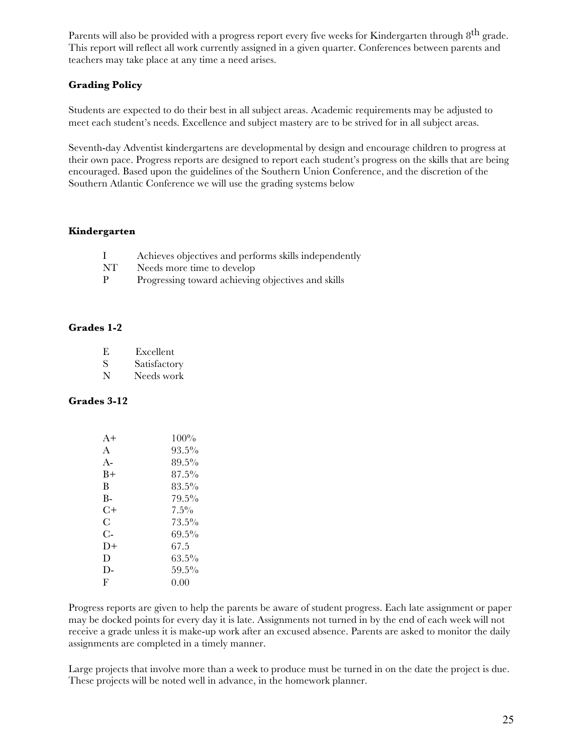Parents will also be provided with a progress report every five weeks for Kindergarten through 8th grade. This report will reflect all work currently assigned in a given quarter. Conferences between parents and teachers may take place at any time a need arises.

**Grading Policy**

Students are expected to do their best in all subject areas. Academic requirements may be adjusted to meet each student's needs. Excellence and subject mastery are to be strived for in all subject areas.

Seventh-day Adventist kindergartens are developmental by design and encourage children to progress at their own pace. Progress reports are designed to report each student's progress on the skills that are being encouraged. Based upon the guidelines of the Southern Union Conference, and the discretion of the Southern Atlantic Conference we will use the grading systems below

**Kindergarten**

| | |
|---|---|
| I | Achieves objectives and performs skills independently |
| NT | Needs more time to develop |
| P | Progressing toward achieving objectives and skills |

**Grades 1-2**

| | |
|---|---|
| E | Excellent |
| S | Satisfactory |
| N | Needs work |

**Grades 3-12**

| | |
|---|---|
| A+ | 100% |
| A | 93.5% |
| A- | 89.5% |
| B+ | 87.5% |
| B | 83.5% |
| B- | 79.5% |
| C+ | 7.5% |
| C | 73.5% |
| C- | 69.5% |
| D+ | 67.5 |
| D | 63.5% |
| D- | 59.5% |
| F | 0.00 |

Progress reports are given to help the parents be aware of student progress. Each late assignment or paper may be docked points for every day it is late. Assignments not turned in by the end of each week will not receive a grade unless it is make-up work after an excused absence. Parents are asked to monitor the daily assignments are completed in a timely manner.

Large projects that involve more than a week to produce must be turned in on the date the project is due. These projects will be noted well in advance, in the homework planner.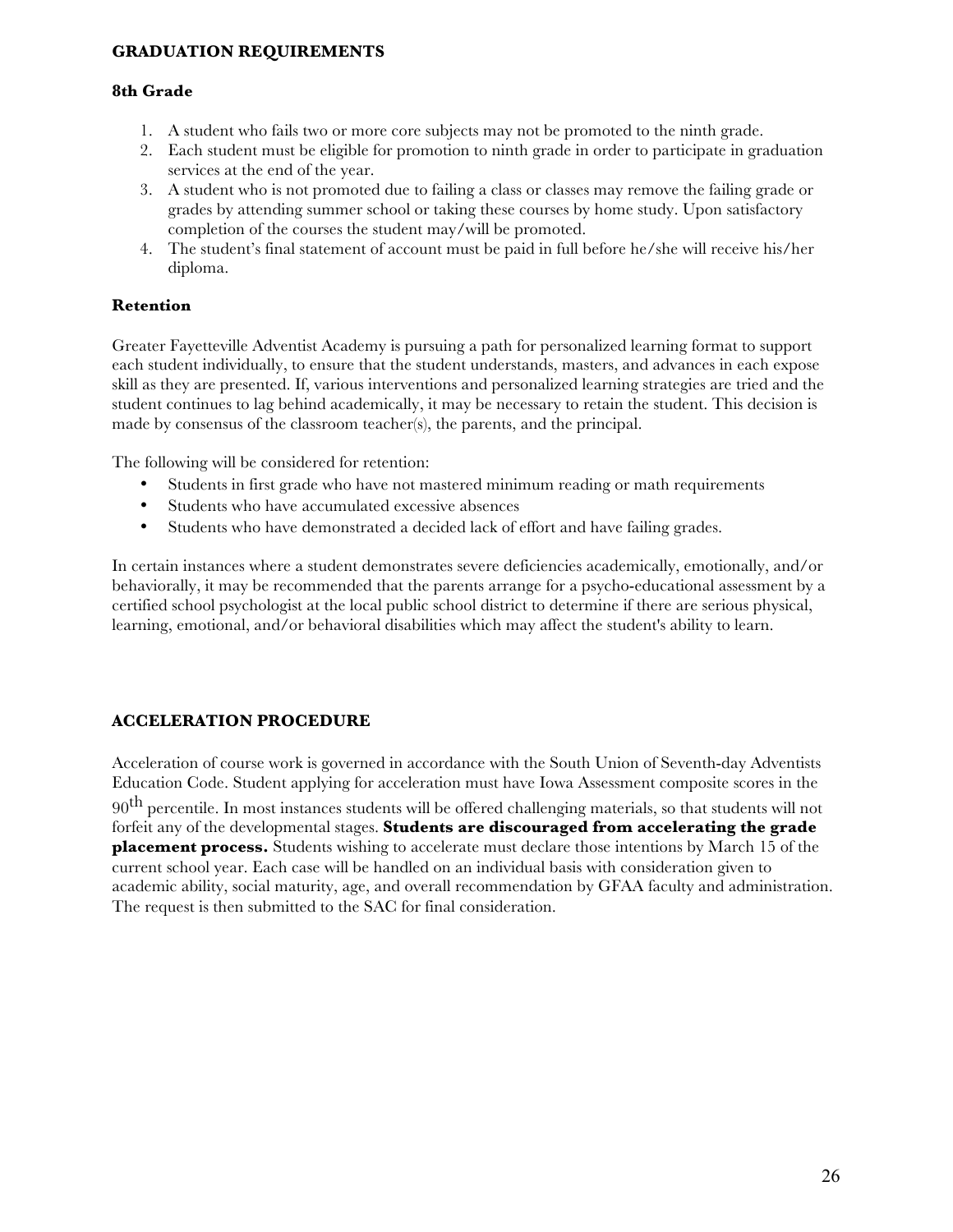## GRADUATION REQUIREMENTS

### 8th Grade

1. A student who fails two or more core subjects may not be promoted to the ninth grade.
2. Each student must be eligible for promotion to ninth grade in order to participate in graduation services at the end of the year.
3. A student who is not promoted due to failing a class or classes may remove the failing grade or grades by attending summer school or taking these courses by home study. Upon satisfactory completion of the courses the student may/will be promoted.
4. The student's final statement of account must be paid in full before he/she will receive his/her diploma.

### Retention

Greater Fayetteville Adventist Academy is pursuing a path for personalized learning format to support each student individually, to ensure that the student understands, masters, and advances in each expose skill as they are presented. If, various interventions and personalized learning strategies are tried and the student continues to lag behind academically, it may be necessary to retain the student. This decision is made by consensus of the classroom teacher(s), the parents, and the principal.

The following will be considered for retention:

- Students in first grade who have not mastered minimum reading or math requirements
- Students who have accumulated excessive absences
- Students who have demonstrated a decided lack of effort and have failing grades.

In certain instances where a student demonstrates severe deficiencies academically, emotionally, and/or behaviorally, it may be recommended that the parents arrange for a psycho-educational assessment by a certified school psychologist at the local public school district to determine if there are serious physical, learning, emotional, and/or behavioral disabilities which may affect the student's ability to learn.

## ACCELERATION PROCEDURE

Acceleration of course work is governed in accordance with the South Union of Seventh-day Adventists Education Code. Student applying for acceleration must have Iowa Assessment composite scores in the 90th percentile. In most instances students will be offered challenging materials, so that students will not forfeit any of the developmental stages. **Students are discouraged from accelerating the grade placement process.** Students wishing to accelerate must declare those intentions by March 15 of the current school year. Each case will be handled on an individual basis with consideration given to academic ability, social maturity, age, and overall recommendation by GFAA faculty and administration. The request is then submitted to the SAC for final consideration.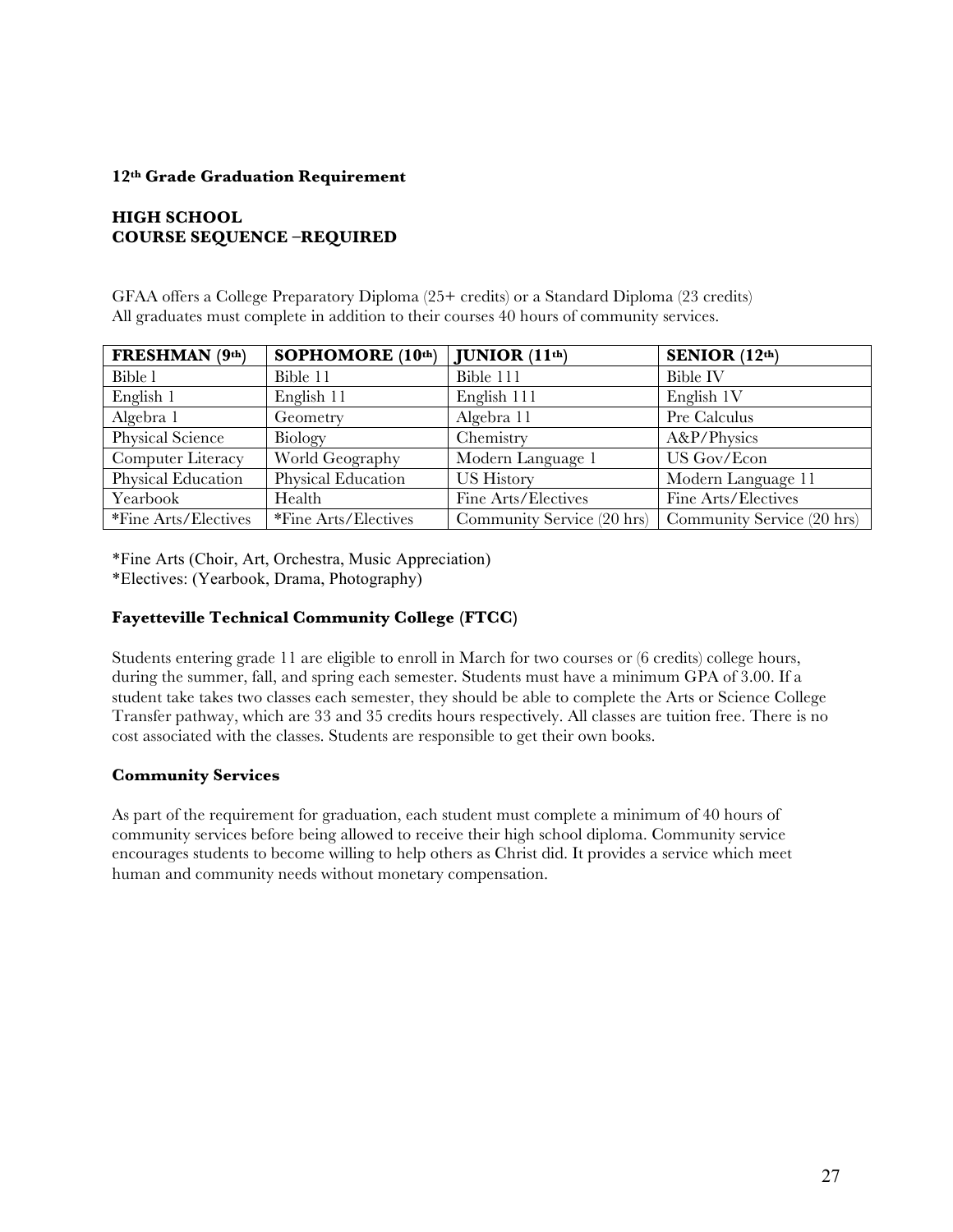**12th Grade Graduation Requirement**

**HIGH SCHOOL**
**COURSE SEQUENCE –REQUIRED**

GFAA offers a College Preparatory Diploma (25+ credits) or a Standard Diploma (23 credits)
All graduates must complete in addition to their courses 40 hours of community services.

| **FRESHMAN (9th)** | **SOPHOMORE (10th)** | **JUNIOR (11th)** | **SENIOR (12th)** |
|---|---|---|---|
| Bible l | Bible 11 | Bible 111 | Bible IV |
| English 1 | English 11 | English 111 | English 1V |
| Algebra 1 | Geometry | Algebra 11 | Pre Calculus |
| Physical Science | Biology | Chemistry | A&P/Physics |
| Computer Literacy | World Geography | Modern Language 1 | US Gov/Econ |
| Physical Education | Physical Education | US History | Modern Language 11 |
| Yearbook | Health | Fine Arts/Electives | Fine Arts/Electives |
| *Fine Arts/Electives | *Fine Arts/Electives | Community Service (20 hrs) | Community Service (20 hrs) |

*Fine Arts (Choir, Art, Orchestra, Music Appreciation)
*Electives: (Yearbook, Drama, Photography)

**Fayetteville Technical Community College (FTCC)**

Students entering grade 11 are eligible to enroll in March for two courses or (6 credits) college hours, during the summer, fall, and spring each semester. Students must have a minimum GPA of 3.00. If a student take takes two classes each semester, they should be able to complete the Arts or Science College Transfer pathway, which are 33 and 35 credits hours respectively. All classes are tuition free. There is no cost associated with the classes. Students are responsible to get their own books.

**Community Services**

As part of the requirement for graduation, each student must complete a minimum of 40 hours of community services before being allowed to receive their high school diploma. Community service encourages students to become willing to help others as Christ did. It provides a service which meet human and community needs without monetary compensation.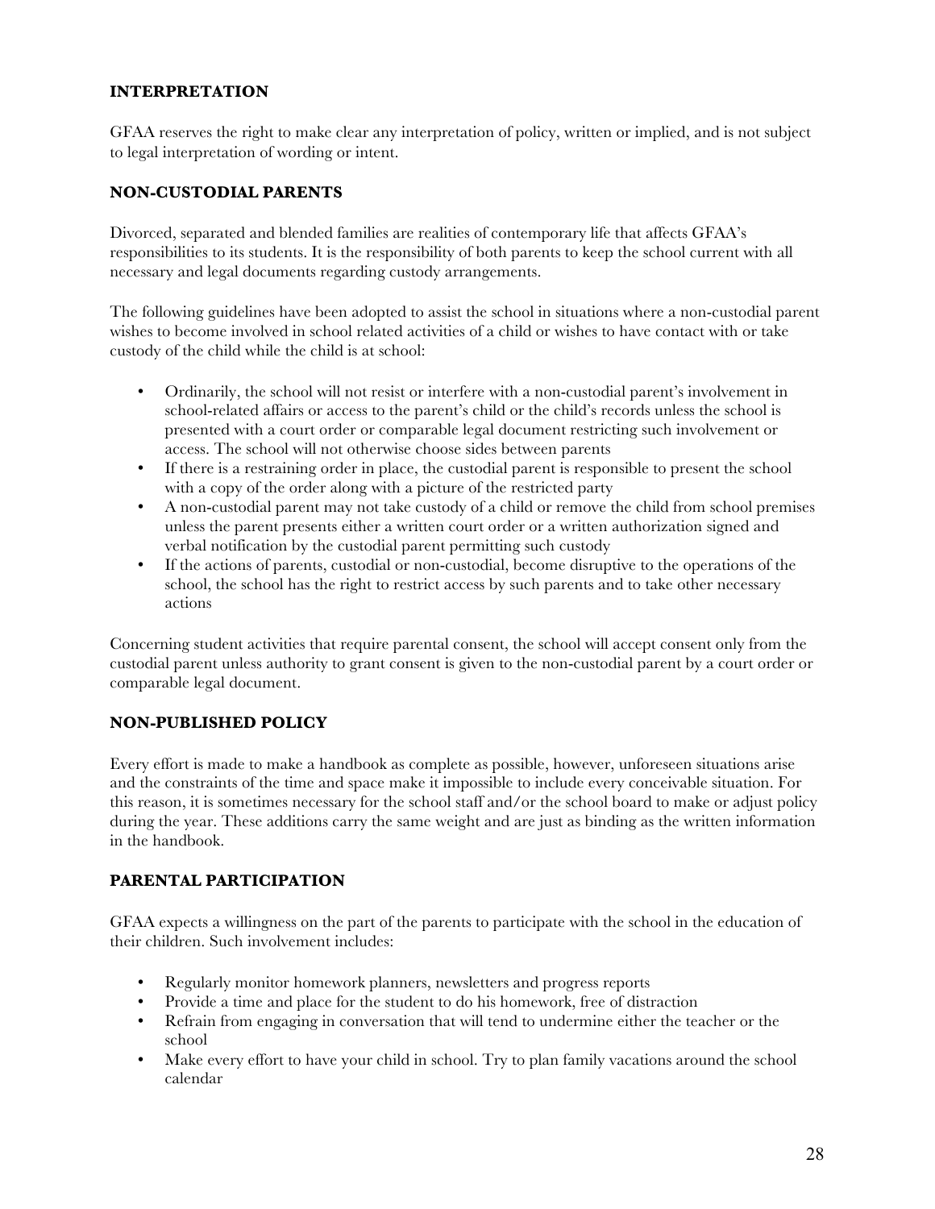### INTERPRETATION

GFAA reserves the right to make clear any interpretation of policy, written or implied, and is not subject to legal interpretation of wording or intent.

### NON-CUSTODIAL PARENTS

Divorced, separated and blended families are realities of contemporary life that affects GFAA's responsibilities to its students. It is the responsibility of both parents to keep the school current with all necessary and legal documents regarding custody arrangements.

The following guidelines have been adopted to assist the school in situations where a non-custodial parent wishes to become involved in school related activities of a child or wishes to have contact with or take custody of the child while the child is at school:

- Ordinarily, the school will not resist or interfere with a non-custodial parent's involvement in school-related affairs or access to the parent's child or the child's records unless the school is presented with a court order or comparable legal document restricting such involvement or access. The school will not otherwise choose sides between parents
- If there is a restraining order in place, the custodial parent is responsible to present the school with a copy of the order along with a picture of the restricted party
- A non-custodial parent may not take custody of a child or remove the child from school premises unless the parent presents either a written court order or a written authorization signed and verbal notification by the custodial parent permitting such custody
- If the actions of parents, custodial or non-custodial, become disruptive to the operations of the school, the school has the right to restrict access by such parents and to take other necessary actions

Concerning student activities that require parental consent, the school will accept consent only from the custodial parent unless authority to grant consent is given to the non-custodial parent by a court order or comparable legal document.

### NON-PUBLISHED POLICY

Every effort is made to make a handbook as complete as possible, however, unforeseen situations arise and the constraints of the time and space make it impossible to include every conceivable situation. For this reason, it is sometimes necessary for the school staff and/or the school board to make or adjust policy during the year. These additions carry the same weight and are just as binding as the written information in the handbook.

### PARENTAL PARTICIPATION

GFAA expects a willingness on the part of the parents to participate with the school in the education of their children. Such involvement includes:

- Regularly monitor homework planners, newsletters and progress reports
- Provide a time and place for the student to do his homework, free of distraction
- Refrain from engaging in conversation that will tend to undermine either the teacher or the school
- Make every effort to have your child in school. Try to plan family vacations around the school calendar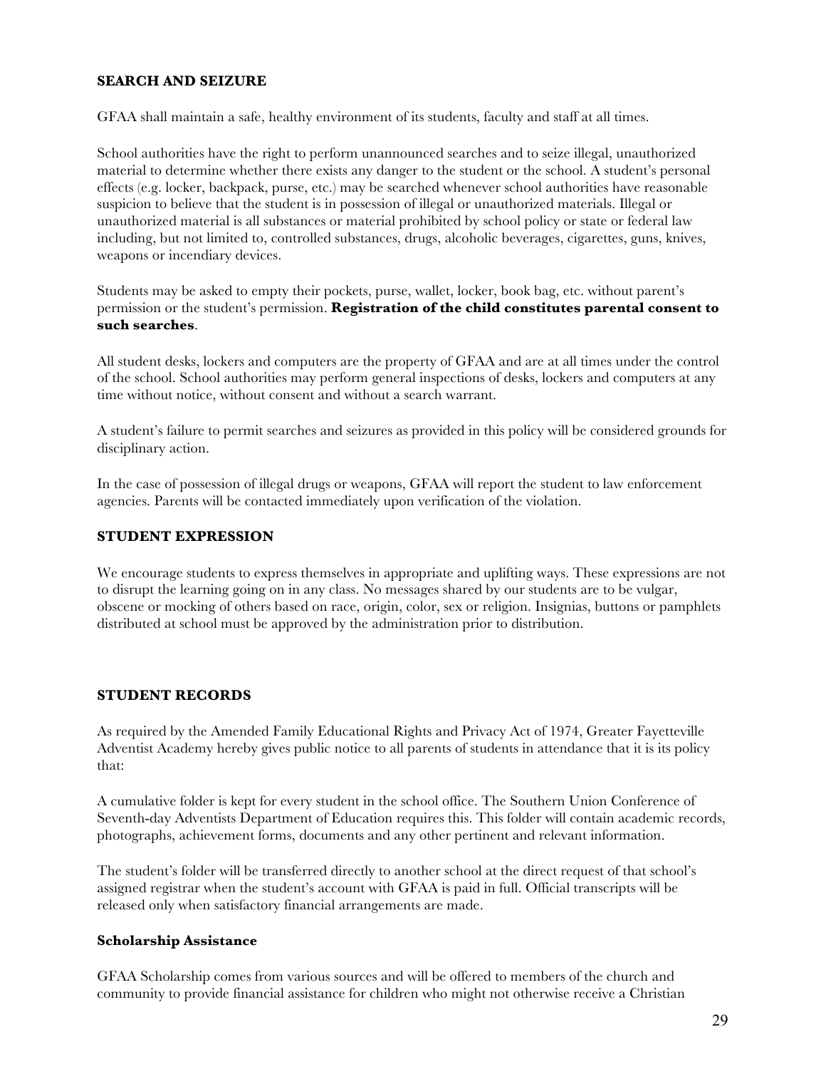## SEARCH AND SEIZURE

GFAA shall maintain a safe, healthy environment of its students, faculty and staff at all times.

School authorities have the right to perform unannounced searches and to seize illegal, unauthorized material to determine whether there exists any danger to the student or the school. A student's personal effects (e.g. locker, backpack, purse, etc.) may be searched whenever school authorities have reasonable suspicion to believe that the student is in possession of illegal or unauthorized materials. Illegal or unauthorized material is all substances or material prohibited by school policy or state or federal law including, but not limited to, controlled substances, drugs, alcoholic beverages, cigarettes, guns, knives, weapons or incendiary devices.

Students may be asked to empty their pockets, purse, wallet, locker, book bag, etc. without parent's permission or the student's permission. **Registration of the child constitutes parental consent to such searches**.

All student desks, lockers and computers are the property of GFAA and are at all times under the control of the school. School authorities may perform general inspections of desks, lockers and computers at any time without notice, without consent and without a search warrant.

A student's failure to permit searches and seizures as provided in this policy will be considered grounds for disciplinary action.

In the case of possession of illegal drugs or weapons, GFAA will report the student to law enforcement agencies. Parents will be contacted immediately upon verification of the violation.

## STUDENT EXPRESSION

We encourage students to express themselves in appropriate and uplifting ways. These expressions are not to disrupt the learning going on in any class. No messages shared by our students are to be vulgar, obscene or mocking of others based on race, origin, color, sex or religion. Insignias, buttons or pamphlets distributed at school must be approved by the administration prior to distribution.

## STUDENT RECORDS

As required by the Amended Family Educational Rights and Privacy Act of 1974, Greater Fayetteville Adventist Academy hereby gives public notice to all parents of students in attendance that it is its policy that:

A cumulative folder is kept for every student in the school office. The Southern Union Conference of Seventh-day Adventists Department of Education requires this. This folder will contain academic records, photographs, achievement forms, documents and any other pertinent and relevant information.

The student's folder will be transferred directly to another school at the direct request of that school's assigned registrar when the student's account with GFAA is paid in full. Official transcripts will be released only when satisfactory financial arrangements are made.

### Scholarship Assistance

GFAA Scholarship comes from various sources and will be offered to members of the church and community to provide financial assistance for children who might not otherwise receive a Christian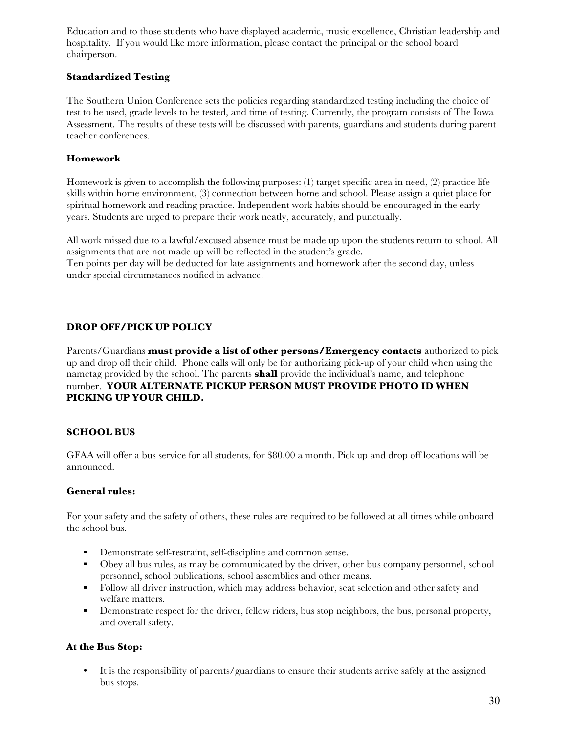Education and to those students who have displayed academic, music excellence, Christian leadership and hospitality. If you would like more information, please contact the principal or the school board chairperson.

### Standardized Testing

The Southern Union Conference sets the policies regarding standardized testing including the choice of test to be used, grade levels to be tested, and time of testing. Currently, the program consists of The Iowa Assessment. The results of these tests will be discussed with parents, guardians and students during parent teacher conferences.

### Homework

Homework is given to accomplish the following purposes: (1) target specific area in need, (2) practice life skills within home environment, (3) connection between home and school. Please assign a quiet place for spiritual homework and reading practice. Independent work habits should be encouraged in the early years. Students are urged to prepare their work neatly, accurately, and punctually.

All work missed due to a lawful/excused absence must be made up upon the students return to school. All assignments that are not made up will be reflected in the student's grade.
Ten points per day will be deducted for late assignments and homework after the second day, unless under special circumstances notified in advance.

## DROP OFF/PICK UP POLICY

Parents/Guardians **must provide a list of other persons/Emergency contacts** authorized to pick up and drop off their child. Phone calls will only be for authorizing pick-up of your child when using the nametag provided by the school. The parents **shall** provide the individual's name, and telephone number. **YOUR ALTERNATE PICKUP PERSON MUST PROVIDE PHOTO ID WHEN PICKING UP YOUR CHILD.**

## SCHOOL BUS

GFAA will offer a bus service for all students, for $80.00 a month. Pick up and drop off locations will be announced.

### General rules:

For your safety and the safety of others, these rules are required to be followed at all times while onboard the school bus.

- Demonstrate self-restraint, self-discipline and common sense.
- Obey all bus rules, as may be communicated by the driver, other bus company personnel, school personnel, school publications, school assemblies and other means.
- Follow all driver instruction, which may address behavior, seat selection and other safety and welfare matters.
- Demonstrate respect for the driver, fellow riders, bus stop neighbors, the bus, personal property, and overall safety.

### At the Bus Stop:

- It is the responsibility of parents/guardians to ensure their students arrive safely at the assigned bus stops.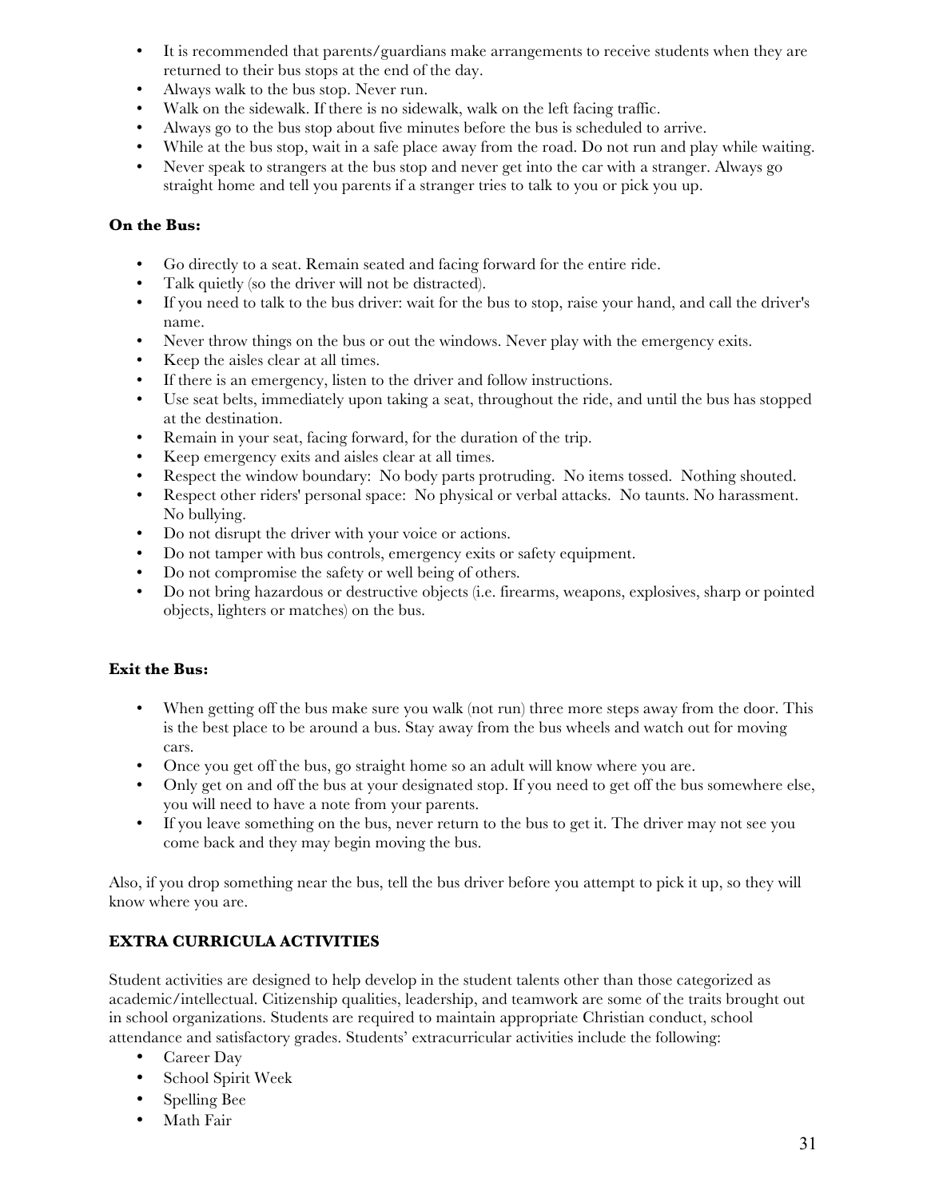- It is recommended that parents/guardians make arrangements to receive students when they are returned to their bus stops at the end of the day.
- Always walk to the bus stop. Never run.
- Walk on the sidewalk. If there is no sidewalk, walk on the left facing traffic.
- Always go to the bus stop about five minutes before the bus is scheduled to arrive.
- While at the bus stop, wait in a safe place away from the road. Do not run and play while waiting.
- Never speak to strangers at the bus stop and never get into the car with a stranger. Always go straight home and tell you parents if a stranger tries to talk to you or pick you up.

**On the Bus:**

- Go directly to a seat. Remain seated and facing forward for the entire ride.
- Talk quietly (so the driver will not be distracted).
- If you need to talk to the bus driver: wait for the bus to stop, raise your hand, and call the driver's name.
- Never throw things on the bus or out the windows. Never play with the emergency exits.
- Keep the aisles clear at all times.
- If there is an emergency, listen to the driver and follow instructions.
- Use seat belts, immediately upon taking a seat, throughout the ride, and until the bus has stopped at the destination.
- Remain in your seat, facing forward, for the duration of the trip.
- Keep emergency exits and aisles clear at all times.
- Respect the window boundary: No body parts protruding. No items tossed. Nothing shouted.
- Respect other riders' personal space: No physical or verbal attacks. No taunts. No harassment. No bullying.
- Do not disrupt the driver with your voice or actions.
- Do not tamper with bus controls, emergency exits or safety equipment.
- Do not compromise the safety or well being of others.
- Do not bring hazardous or destructive objects (i.e. firearms, weapons, explosives, sharp or pointed objects, lighters or matches) on the bus.

**Exit the Bus:**

- When getting off the bus make sure you walk (not run) three more steps away from the door. This is the best place to be around a bus. Stay away from the bus wheels and watch out for moving cars.
- Once you get off the bus, go straight home so an adult will know where you are.
- Only get on and off the bus at your designated stop. If you need to get off the bus somewhere else, you will need to have a note from your parents.
- If you leave something on the bus, never return to the bus to get it. The driver may not see you come back and they may begin moving the bus.

Also, if you drop something near the bus, tell the bus driver before you attempt to pick it up, so they will know where you are.

**EXTRA CURRICULA ACTIVITIES**

Student activities are designed to help develop in the student talents other than those categorized as academic/intellectual. Citizenship qualities, leadership, and teamwork are some of the traits brought out in school organizations. Students are required to maintain appropriate Christian conduct, school attendance and satisfactory grades. Students' extracurricular activities include the following:

- Career Day
- School Spirit Week
- Spelling Bee
- Math Fair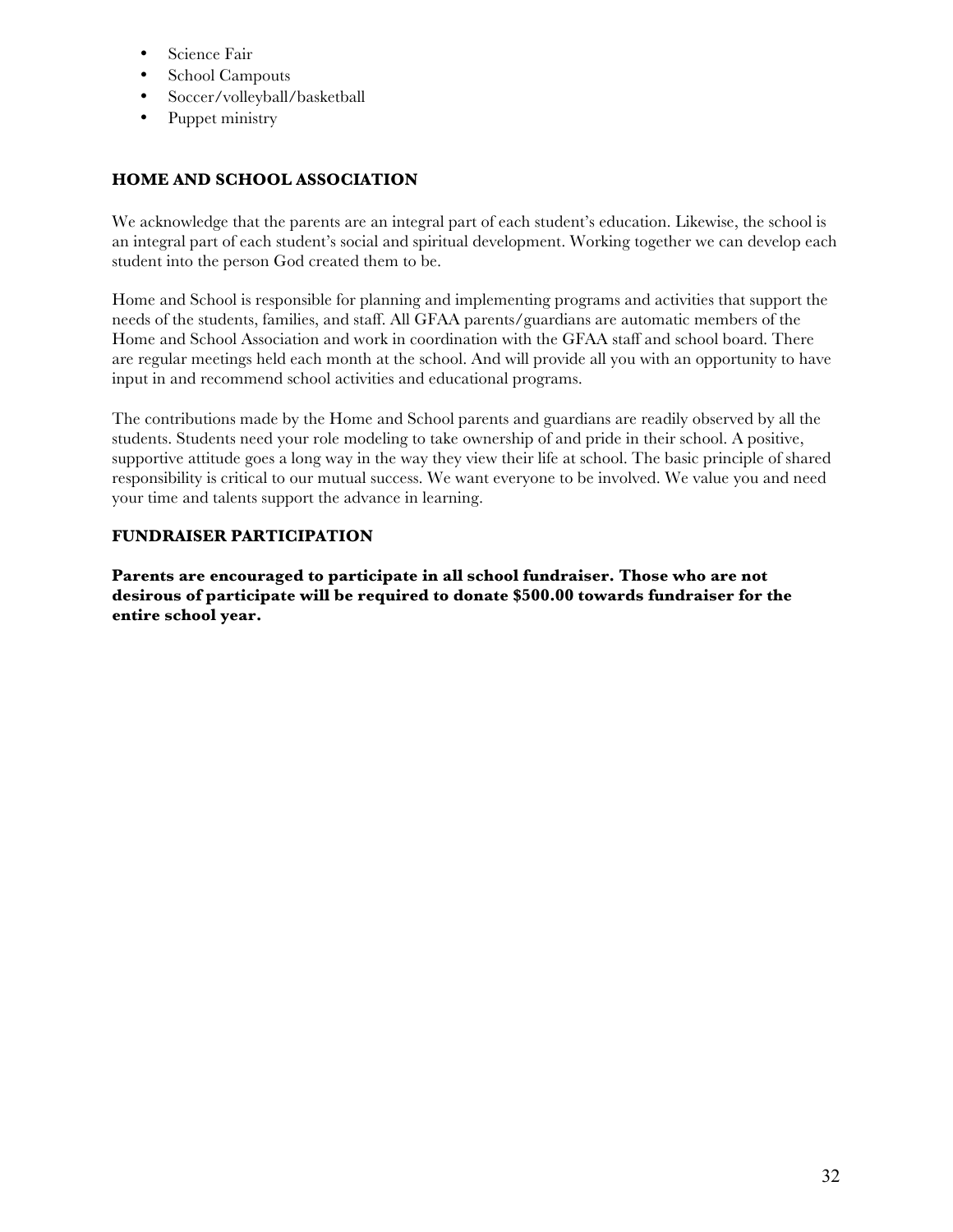- Science Fair
- School Campouts
- Soccer/volleyball/basketball
- Puppet ministry

## HOME AND SCHOOL ASSOCIATION

We acknowledge that the parents are an integral part of each student's education. Likewise, the school is an integral part of each student's social and spiritual development. Working together we can develop each student into the person God created them to be.

Home and School is responsible for planning and implementing programs and activities that support the needs of the students, families, and staff. All GFAA parents/guardians are automatic members of the Home and School Association and work in coordination with the GFAA staff and school board. There are regular meetings held each month at the school. And will provide all you with an opportunity to have input in and recommend school activities and educational programs.

The contributions made by the Home and School parents and guardians are readily observed by all the students. Students need your role modeling to take ownership of and pride in their school. A positive, supportive attitude goes a long way in the way they view their life at school. The basic principle of shared responsibility is critical to our mutual success. We want everyone to be involved. We value you and need your time and talents support the advance in learning.

## FUNDRAISER PARTICIPATION

**Parents are encouraged to participate in all school fundraiser. Those who are not desirous of participate will be required to donate $500.00 towards fundraiser for the entire school year.**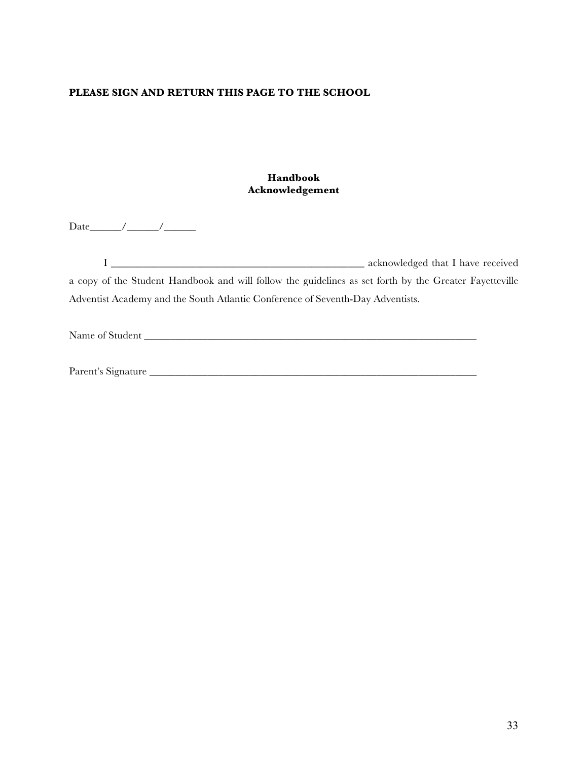**PLEASE SIGN AND RETURN THIS PAGE TO THE SCHOOL**

**Handbook**
**Acknowledgement**

Date______/______/______

I _________________________________________________ acknowledged that I have received a copy of the Student Handbook and will follow the guidelines as set forth by the Greater Fayetteville Adventist Academy and the South Atlantic Conference of Seventh-Day Adventists.

Name of Student ____________________________________________________________________

Parent's Signature ___________________________________________________________________